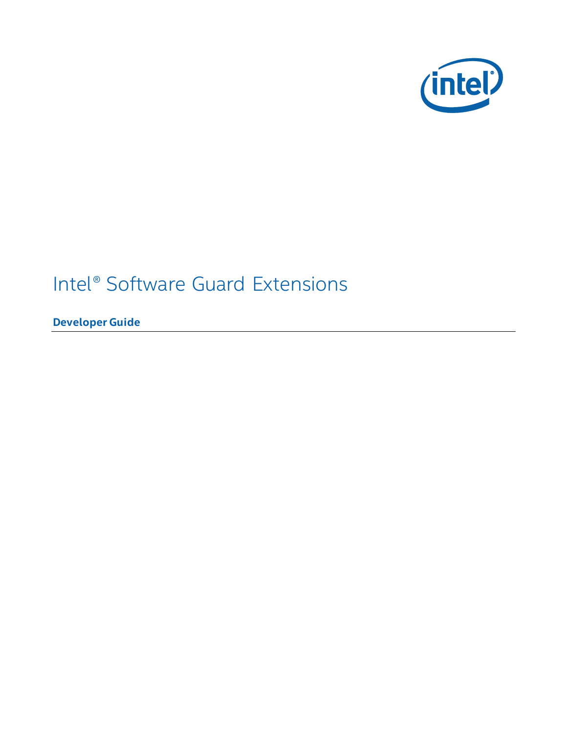# Intel® Software Guard Extensions

## Developer Guide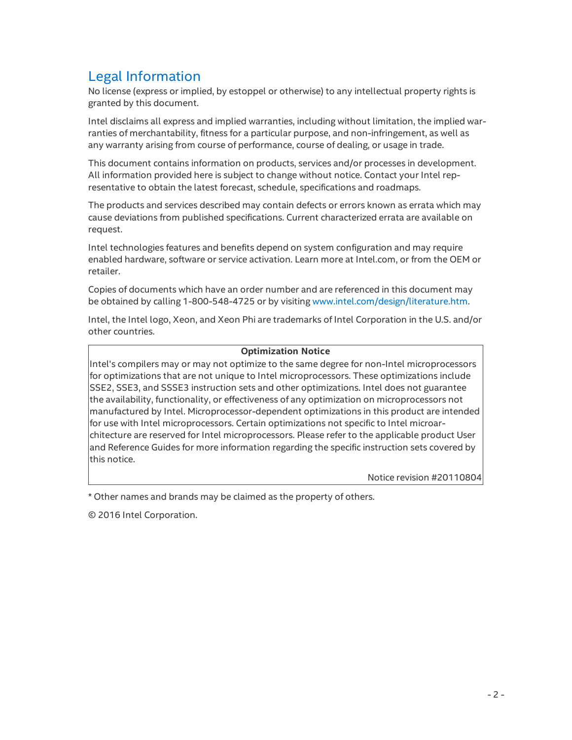# Legal Information

No license (express or implied, by estoppel or otherwise) to any intellectual property rights is granted by this document.

Intel disclaims all express and implied warranties, including without limitation, the implied warranties of merchantability, fitness for a particular purpose, and non-infringement, as well as any warranty arising from course of performance, course of dealing, or usage in trade.

This document contains information on products, services and/or processes in development. All information provided here is subject to change without notice. Contact your Intel representative to obtain the latest forecast, schedule, specifications and roadmaps.

The products and services described may contain defects or errors known as errata which may cause deviations from published specifications. Current characterized errata are available on request.

Intel technologies features and benefits depend on system configuration and may require enabled hardware, software or service activation. Learn more at Intel.com, or from the OEM or retailer.

Copies of documents which have an order number and are referenced in this document may be obtained by calling 1-800-548-4725 or by visiting www.intel.com/design/literature.htm.

Intel, the Intel logo, Xeon, and Xeon Phi are trademarks of Intel Corporation in the U.S. and/or other countries.

| **Optimization Notice** |
| --- |
| Intel's compilers may or may not optimize to the same degree for non-Intel microprocessors for optimizations that are not unique to Intel microprocessors. These optimizations include SSE2, SSE3, and SSSE3 instruction sets and other optimizations. Intel does not guarantee the availability, functionality, or effectiveness of any optimization on microprocessors not manufactured by Intel. Microprocessor-dependent optimizations in this product are intended for use with Intel microprocessors. Certain optimizations not specific to Intel microarchitecture are reserved for Intel microprocessors. Please refer to the applicable product User and Reference Guides for more information regarding the specific instruction sets covered by this notice. |
| Notice revision #20110804 |

* Other names and brands may be claimed as the property of others.

© 2016 Intel Corporation.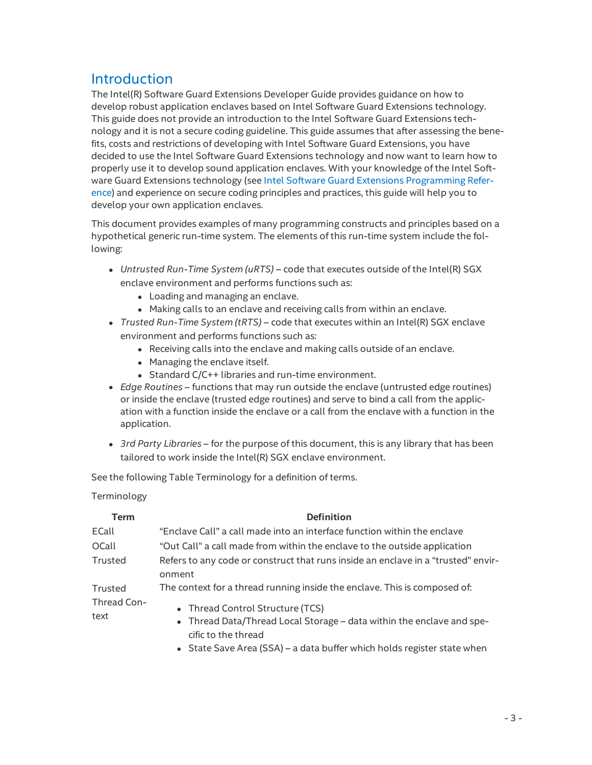# Introduction

The Intel(R) Software Guard Extensions Developer Guide provides guidance on how to develop robust application enclaves based on Intel Software Guard Extensions technology. This guide does not provide an introduction to the Intel Software Guard Extensions technology and it is not a secure coding guideline. This guide assumes that after assessing the benefits, costs and restrictions of developing with Intel Software Guard Extensions, you have decided to use the Intel Software Guard Extensions technology and now want to learn how to properly use it to develop sound application enclaves. With your knowledge of the Intel Software Guard Extensions technology (see Intel Software Guard Extensions Programming Reference) and experience on secure coding principles and practices, this guide will help you to develop your own application enclaves.

This document provides examples of many programming constructs and principles based on a hypothetical generic run-time system. The elements of this run-time system include the following:

- *Untrusted Run-Time System (uRTS)* – code that executes outside of the Intel(R) SGX enclave environment and performs functions such as:
  - Loading and managing an enclave.
  - Making calls to an enclave and receiving calls from within an enclave.
- *Trusted Run-Time System (tRTS)* – code that executes within an Intel(R) SGX enclave environment and performs functions such as:
  - Receiving calls into the enclave and making calls outside of an enclave.
  - Managing the enclave itself.
  - Standard C/C++ libraries and run-time environment.
- *Edge Routines* – functions that may run outside the enclave (untrusted edge routines) or inside the enclave (trusted edge routines) and serve to bind a call from the application with a function inside the enclave or a call from the enclave with a function in the application.
- *3rd Party Libraries* – for the purpose of this document, this is any library that has been tailored to work inside the Intel(R) SGX enclave environment.

See the following Table Terminology for a definition of terms.

Terminology

| Term | Definition |
| --- | --- |
| ECall | "Enclave Call" a call made into an interface function within the enclave |
| OCall | "Out Call" a call made from within the enclave to the outside application |
| Trusted | Refers to any code or construct that runs inside an enclave in a "trusted" environment |
| Trusted Thread Context | The context for a thread running inside the enclave. This is composed of:<br>• Thread Control Structure (TCS)<br>• Thread Data/Thread Local Storage – data within the enclave and specific to the thread<br>• State Save Area (SSA) – a data buffer which holds register state when |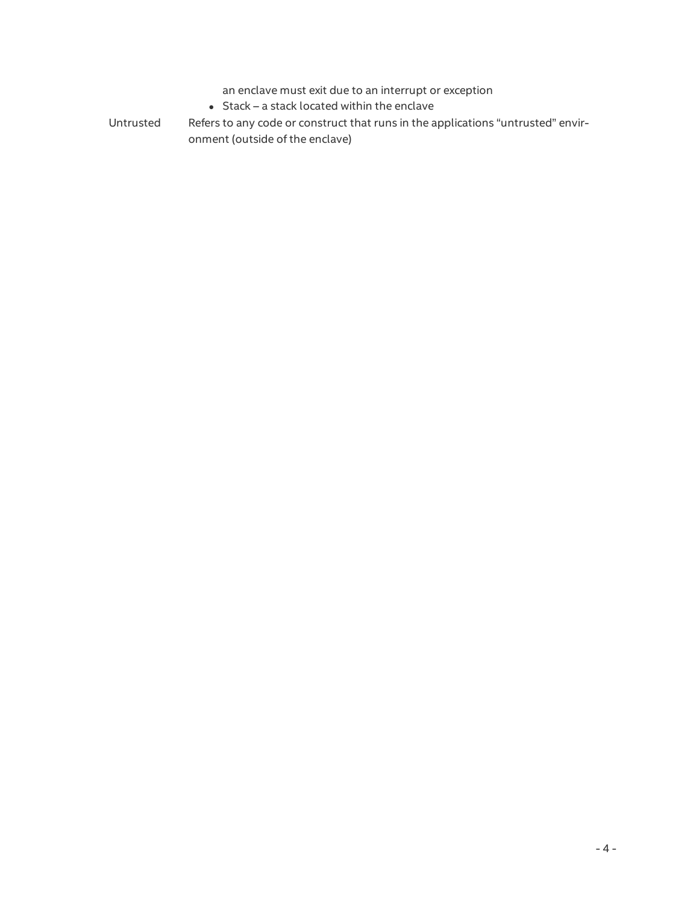| | |
|---|---|
| | an enclave must exit due to an interrupt or exception<br>• Stack – a stack located within the enclave |
| Untrusted | Refers to any code or construct that runs in the applications “untrusted” environment (outside of the enclave) |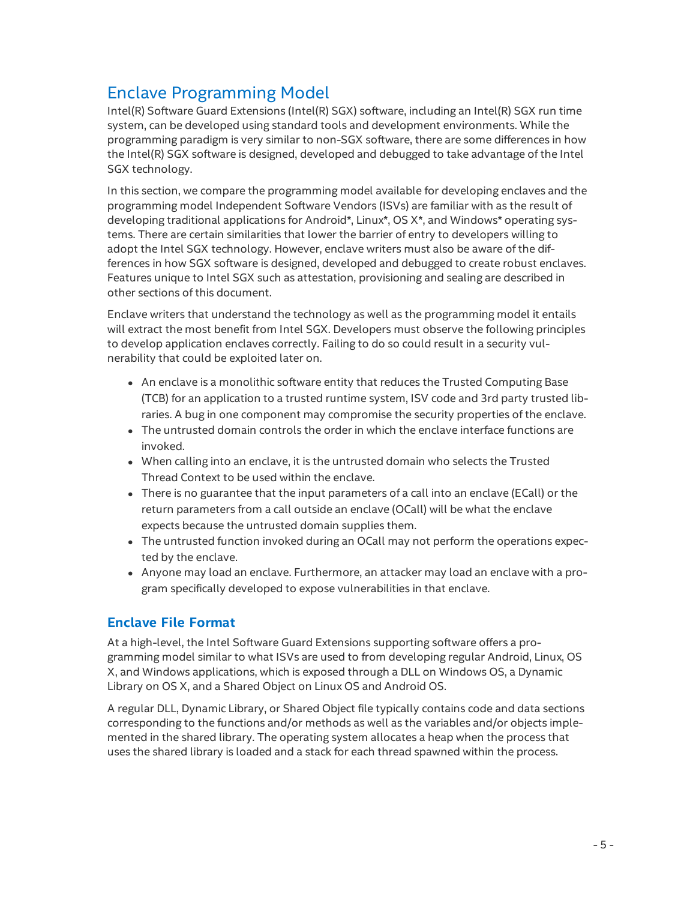# Enclave Programming Model

Intel(R) Software Guard Extensions (Intel(R) SGX) software, including an Intel(R) SGX run time system, can be developed using standard tools and development environments. While the programming paradigm is very similar to non-SGX software, there are some differences in how the Intel(R) SGX software is designed, developed and debugged to take advantage of the Intel SGX technology.

In this section, we compare the programming model available for developing enclaves and the programming model Independent Software Vendors (ISVs) are familiar with as the result of developing traditional applications for Android*, Linux*, OS X*, and Windows* operating systems. There are certain similarities that lower the barrier of entry to developers willing to adopt the Intel SGX technology. However, enclave writers must also be aware of the differences in how SGX software is designed, developed and debugged to create robust enclaves. Features unique to Intel SGX such as attestation, provisioning and sealing are described in other sections of this document.

Enclave writers that understand the technology as well as the programming model it entails will extract the most benefit from Intel SGX. Developers must observe the following principles to develop application enclaves correctly. Failing to do so could result in a security vulnerability that could be exploited later on.

- An enclave is a monolithic software entity that reduces the Trusted Computing Base (TCB) for an application to a trusted runtime system, ISV code and 3rd party trusted libraries. A bug in one component may compromise the security properties of the enclave.
- The untrusted domain controls the order in which the enclave interface functions are invoked.
- When calling into an enclave, it is the untrusted domain who selects the Trusted Thread Context to be used within the enclave.
- There is no guarantee that the input parameters of a call into an enclave (ECall) or the return parameters from a call outside an enclave (OCall) will be what the enclave expects because the untrusted domain supplies them.
- The untrusted function invoked during an OCall may not perform the operations expected by the enclave.
- Anyone may load an enclave. Furthermore, an attacker may load an enclave with a program specifically developed to expose vulnerabilities in that enclave.

## Enclave File Format

At a high-level, the Intel Software Guard Extensions supporting software offers a programming model similar to what ISVs are used to from developing regular Android, Linux, OS X, and Windows applications, which is exposed through a DLL on Windows OS, a Dynamic Library on OS X, and a Shared Object on Linux OS and Android OS.

A regular DLL, Dynamic Library, or Shared Object file typically contains code and data sections corresponding to the functions and/or methods as well as the variables and/or objects implemented in the shared library. The operating system allocates a heap when the process that uses the shared library is loaded and a stack for each thread spawned within the process.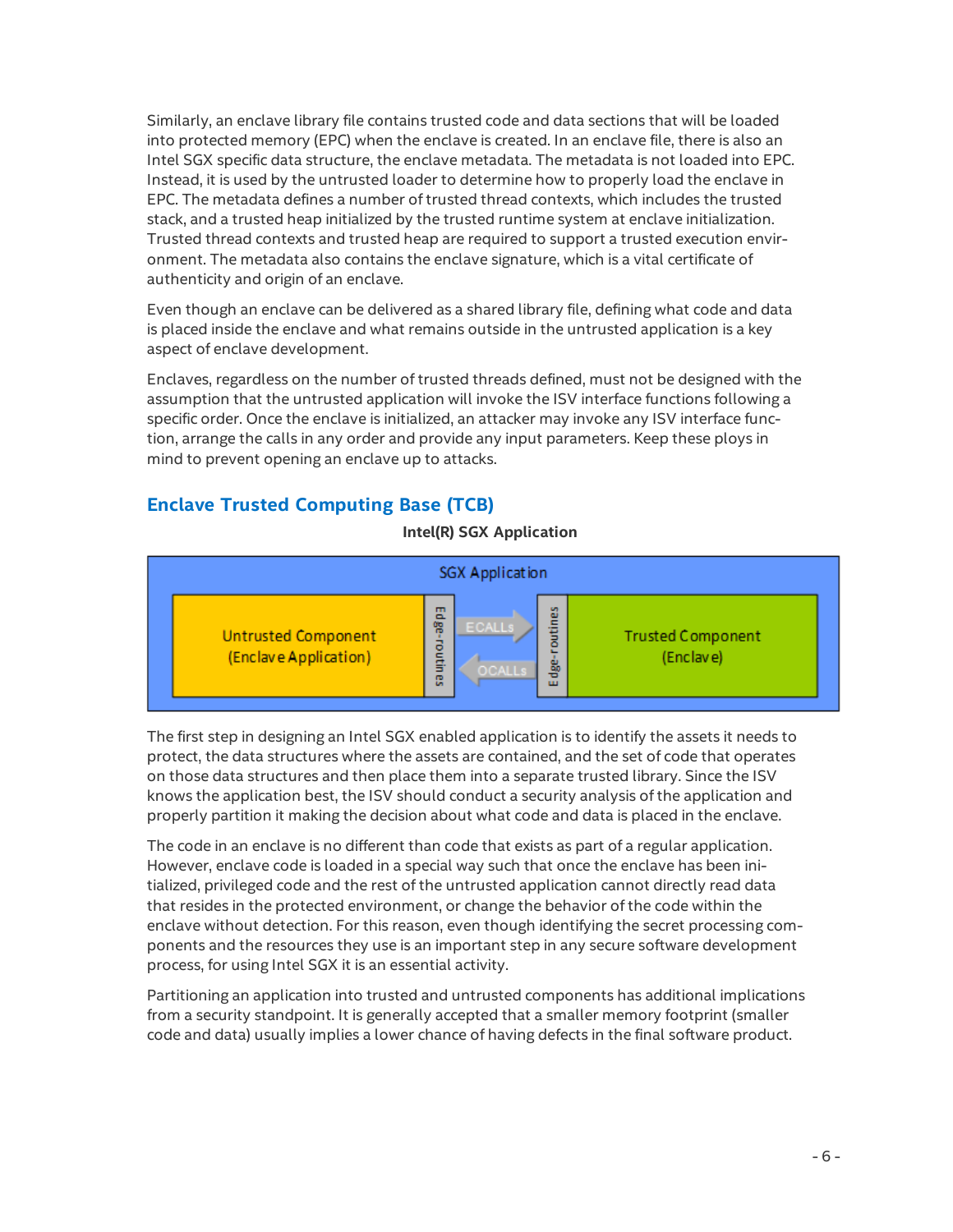Similarly, an enclave library file contains trusted code and data sections that will be loaded into protected memory (EPC) when the enclave is created. In an enclave file, there is also an Intel SGX specific data structure, the enclave metadata. The metadata is not loaded into EPC. Instead, it is used by the untrusted loader to determine how to properly load the enclave in EPC. The metadata defines a number of trusted thread contexts, which includes the trusted stack, and a trusted heap initialized by the trusted runtime system at enclave initialization. Trusted thread contexts and trusted heap are required to support a trusted execution environment. The metadata also contains the enclave signature, which is a vital certificate of authenticity and origin of an enclave.

Even though an enclave can be delivered as a shared library file, defining what code and data is placed inside the enclave and what remains outside in the untrusted application is a key aspect of enclave development.

Enclaves, regardless on the number of trusted threads defined, must not be designed with the assumption that the untrusted application will invoke the ISV interface functions following a specific order. Once the enclave is initialized, an attacker may invoke any ISV interface function, arrange the calls in any order and provide any input parameters. Keep these ploys in mind to prevent opening an enclave up to attacks.

## Enclave Trusted Computing Base (TCB)

**Intel(R) SGX Application**

SGX Application

Untrusted Component (Enclave Application) | Edge-routines | ECALLs → / ← OCALLs | Edge-routines | Trusted Component (Enclave)

The first step in designing an Intel SGX enabled application is to identify the assets it needs to protect, the data structures where the assets are contained, and the set of code that operates on those data structures and then place them into a separate trusted library. Since the ISV knows the application best, the ISV should conduct a security analysis of the application and properly partition it making the decision about what code and data is placed in the enclave.

The code in an enclave is no different than code that exists as part of a regular application. However, enclave code is loaded in a special way such that once the enclave has been initialized, privileged code and the rest of the untrusted application cannot directly read data that resides in the protected environment, or change the behavior of the code within the enclave without detection. For this reason, even though identifying the secret processing components and the resources they use is an important step in any secure software development process, for using Intel SGX it is an essential activity.

Partitioning an application into trusted and untrusted components has additional implications from a security standpoint. It is generally accepted that a smaller memory footprint (smaller code and data) usually implies a lower chance of having defects in the final software product.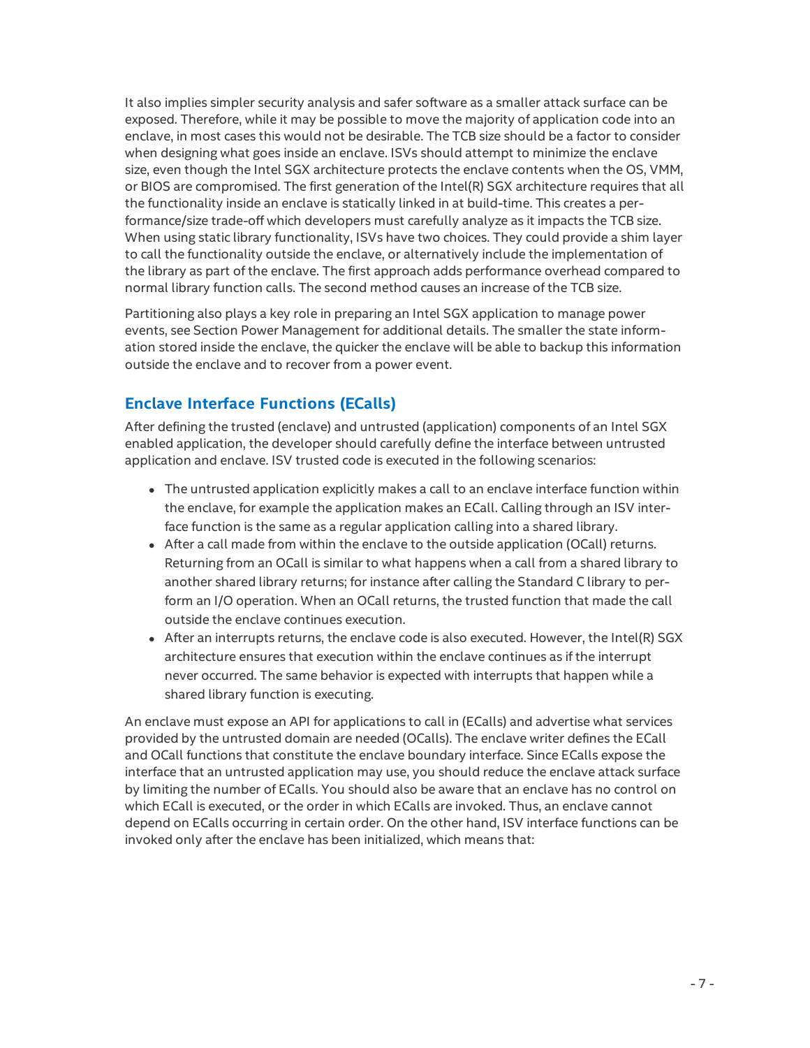It also implies simpler security analysis and safer software as a smaller attack surface can be exposed. Therefore, while it may be possible to move the majority of application code into an enclave, in most cases this would not be desirable. The TCB size should be a factor to consider when designing what goes inside an enclave. ISVs should attempt to minimize the enclave size, even though the Intel SGX architecture protects the enclave contents when the OS, VMM, or BIOS are compromised. The first generation of the Intel(R) SGX architecture requires that all the functionality inside an enclave is statically linked in at build-time. This creates a performance/size trade-off which developers must carefully analyze as it impacts the TCB size. When using static library functionality, ISVs have two choices. They could provide a shim layer to call the functionality outside the enclave, or alternatively include the implementation of the library as part of the enclave. The first approach adds performance overhead compared to normal library function calls. The second method causes an increase of the TCB size.

Partitioning also plays a key role in preparing an Intel SGX application to manage power events, see Section Power Management for additional details. The smaller the state information stored inside the enclave, the quicker the enclave will be able to backup this information outside the enclave and to recover from a power event.

## Enclave Interface Functions (ECalls)

After defining the trusted (enclave) and untrusted (application) components of an Intel SGX enabled application, the developer should carefully define the interface between untrusted application and enclave. ISV trusted code is executed in the following scenarios:

- The untrusted application explicitly makes a call to an enclave interface function within the enclave, for example the application makes an ECall. Calling through an ISV interface function is the same as a regular application calling into a shared library.
- After a call made from within the enclave to the outside application (OCall) returns. Returning from an OCall is similar to what happens when a call from a shared library to another shared library returns; for instance after calling the Standard C library to perform an I/O operation. When an OCall returns, the trusted function that made the call outside the enclave continues execution.
- After an interrupts returns, the enclave code is also executed. However, the Intel(R) SGX architecture ensures that execution within the enclave continues as if the interrupt never occurred. The same behavior is expected with interrupts that happen while a shared library function is executing.

An enclave must expose an API for applications to call in (ECalls) and advertise what services provided by the untrusted domain are needed (OCalls). The enclave writer defines the ECall and OCall functions that constitute the enclave boundary interface. Since ECalls expose the interface that an untrusted application may use, you should reduce the enclave attack surface by limiting the number of ECalls. You should also be aware that an enclave has no control on which ECall is executed, or the order in which ECalls are invoked. Thus, an enclave cannot depend on ECalls occurring in certain order. On the other hand, ISV interface functions can be invoked only after the enclave has been initialized, which means that: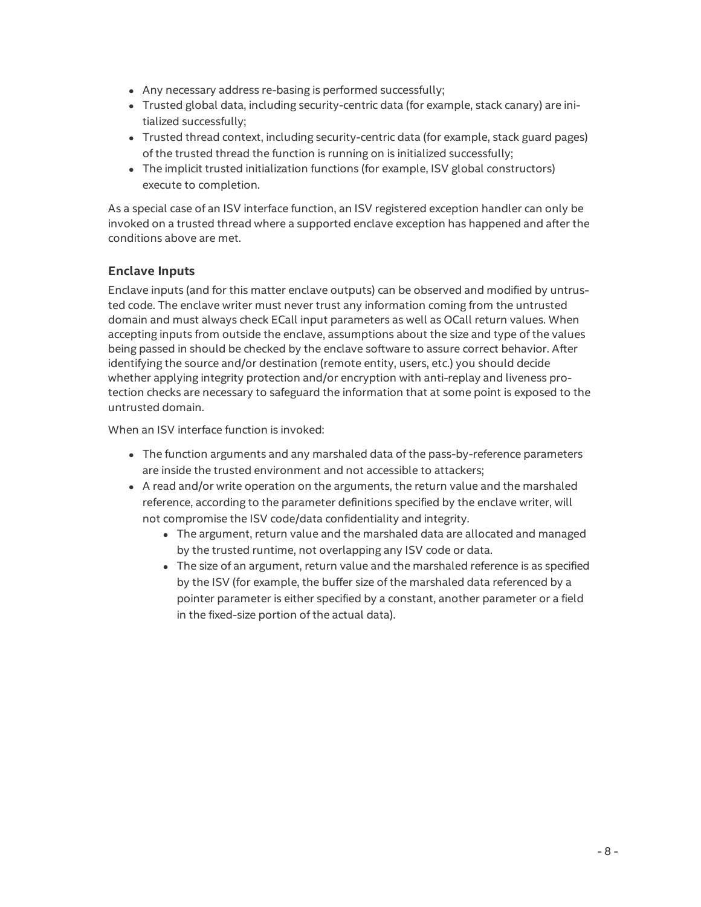- Any necessary address re-basing is performed successfully;
- Trusted global data, including security-centric data (for example, stack canary) are initialized successfully;
- Trusted thread context, including security-centric data (for example, stack guard pages) of the trusted thread the function is running on is initialized successfully;
- The implicit trusted initialization functions (for example, ISV global constructors) execute to completion.

As a special case of an ISV interface function, an ISV registered exception handler can only be invoked on a trusted thread where a supported enclave exception has happened and after the conditions above are met.

### Enclave Inputs

Enclave inputs (and for this matter enclave outputs) can be observed and modified by untrusted code. The enclave writer must never trust any information coming from the untrusted domain and must always check ECall input parameters as well as OCall return values. When accepting inputs from outside the enclave, assumptions about the size and type of the values being passed in should be checked by the enclave software to assure correct behavior. After identifying the source and/or destination (remote entity, users, etc.) you should decide whether applying integrity protection and/or encryption with anti-replay and liveness protection checks are necessary to safeguard the information that at some point is exposed to the untrusted domain.

When an ISV interface function is invoked:

- The function arguments and any marshaled data of the pass-by-reference parameters are inside the trusted environment and not accessible to attackers;
- A read and/or write operation on the arguments, the return value and the marshaled reference, according to the parameter definitions specified by the enclave writer, will not compromise the ISV code/data confidentiality and integrity.
  - The argument, return value and the marshaled data are allocated and managed by the trusted runtime, not overlapping any ISV code or data.
  - The size of an argument, return value and the marshaled reference is as specified by the ISV (for example, the buffer size of the marshaled data referenced by a pointer parameter is either specified by a constant, another parameter or a field in the fixed-size portion of the actual data).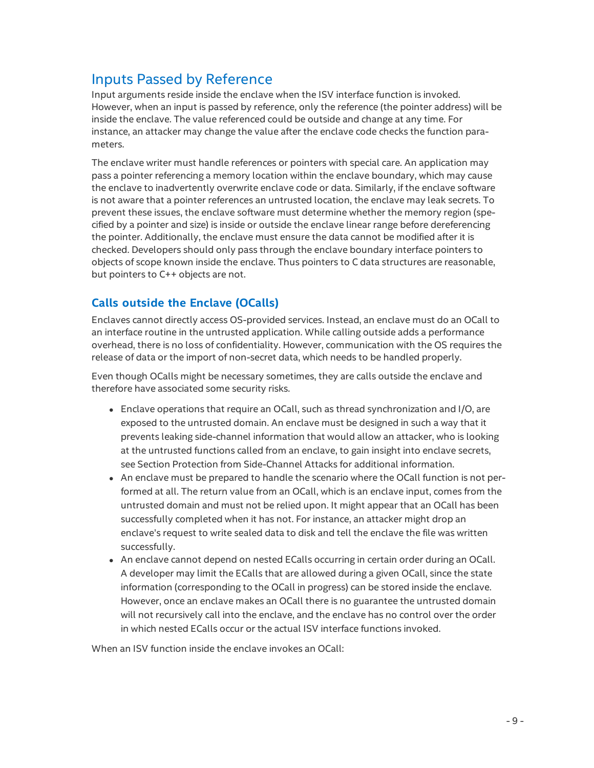## Inputs Passed by Reference

Input arguments reside inside the enclave when the ISV interface function is invoked. However, when an input is passed by reference, only the reference (the pointer address) will be inside the enclave. The value referenced could be outside and change at any time. For instance, an attacker may change the value after the enclave code checks the function parameters.

The enclave writer must handle references or pointers with special care. An application may pass a pointer referencing a memory location within the enclave boundary, which may cause the enclave to inadvertently overwrite enclave code or data. Similarly, if the enclave software is not aware that a pointer references an untrusted location, the enclave may leak secrets. To prevent these issues, the enclave software must determine whether the memory region (specified by a pointer and size) is inside or outside the enclave linear range before dereferencing the pointer. Additionally, the enclave must ensure the data cannot be modified after it is checked. Developers should only pass through the enclave boundary interface pointers to objects of scope known inside the enclave. Thus pointers to C data structures are reasonable, but pointers to C++ objects are not.

### Calls outside the Enclave (OCalls)

Enclaves cannot directly access OS-provided services. Instead, an enclave must do an OCall to an interface routine in the untrusted application. While calling outside adds a performance overhead, there is no loss of confidentiality. However, communication with the OS requires the release of data or the import of non-secret data, which needs to be handled properly.

Even though OCalls might be necessary sometimes, they are calls outside the enclave and therefore have associated some security risks.

- Enclave operations that require an OCall, such as thread synchronization and I/O, are exposed to the untrusted domain. An enclave must be designed in such a way that it prevents leaking side-channel information that would allow an attacker, who is looking at the untrusted functions called from an enclave, to gain insight into enclave secrets, see Section Protection from Side-Channel Attacks for additional information.
- An enclave must be prepared to handle the scenario where the OCall function is not performed at all. The return value from an OCall, which is an enclave input, comes from the untrusted domain and must not be relied upon. It might appear that an OCall has been successfully completed when it has not. For instance, an attacker might drop an enclave's request to write sealed data to disk and tell the enclave the file was written successfully.
- An enclave cannot depend on nested ECalls occurring in certain order during an OCall. A developer may limit the ECalls that are allowed during a given OCall, since the state information (corresponding to the OCall in progress) can be stored inside the enclave. However, once an enclave makes an OCall there is no guarantee the untrusted domain will not recursively call into the enclave, and the enclave has no control over the order in which nested ECalls occur or the actual ISV interface functions invoked.

When an ISV function inside the enclave invokes an OCall: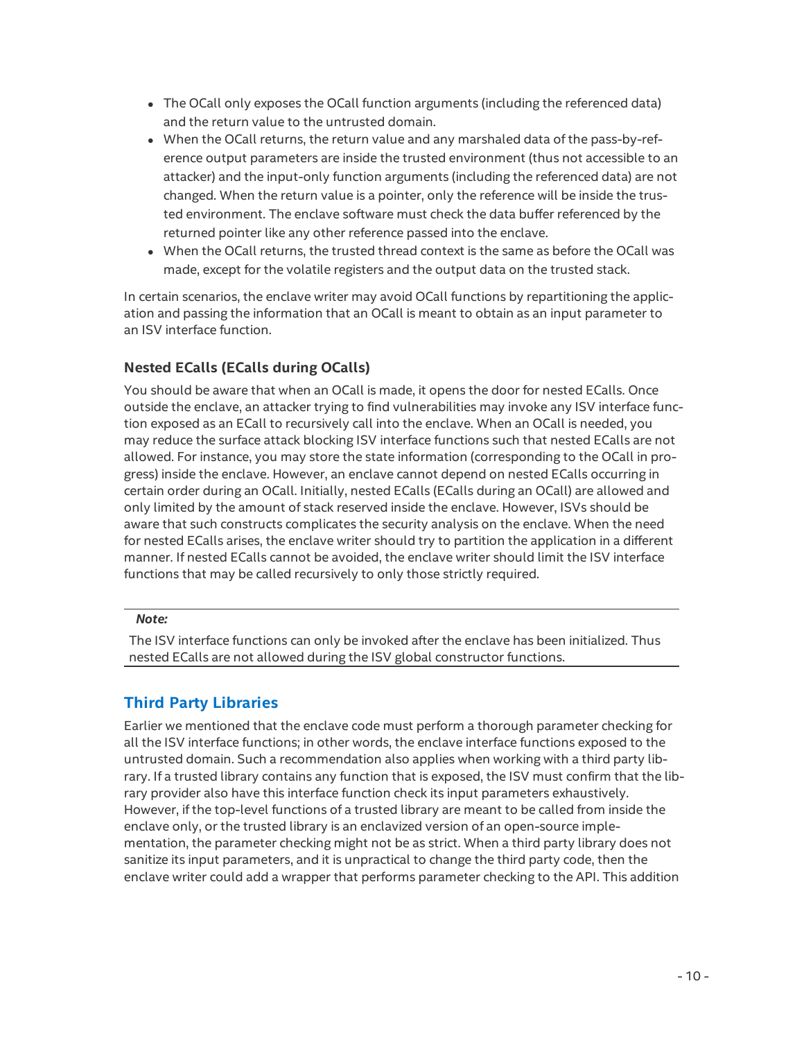- The OCall only exposes the OCall function arguments (including the referenced data) and the return value to the untrusted domain.
- When the OCall returns, the return value and any marshaled data of the pass-by-reference output parameters are inside the trusted environment (thus not accessible to an attacker) and the input-only function arguments (including the referenced data) are not changed. When the return value is a pointer, only the reference will be inside the trusted environment. The enclave software must check the data buffer referenced by the returned pointer like any other reference passed into the enclave.
- When the OCall returns, the trusted thread context is the same as before the OCall was made, except for the volatile registers and the output data on the trusted stack.

In certain scenarios, the enclave writer may avoid OCall functions by repartitioning the application and passing the information that an OCall is meant to obtain as an input parameter to an ISV interface function.

### Nested ECalls (ECalls during OCalls)

You should be aware that when an OCall is made, it opens the door for nested ECalls. Once outside the enclave, an attacker trying to find vulnerabilities may invoke any ISV interface function exposed as an ECall to recursively call into the enclave. When an OCall is needed, you may reduce the surface attack blocking ISV interface functions such that nested ECalls are not allowed. For instance, you may store the state information (corresponding to the OCall in progress) inside the enclave. However, an enclave cannot depend on nested ECalls occurring in certain order during an OCall. Initially, nested ECalls (ECalls during an OCall) are allowed and only limited by the amount of stack reserved inside the enclave. However, ISVs should be aware that such constructs complicates the security analysis on the enclave. When the need for nested ECalls arises, the enclave writer should try to partition the application in a different manner. If nested ECalls cannot be avoided, the enclave writer should limit the ISV interface functions that may be called recursively to only those strictly required.

---

***Note:***

The ISV interface functions can only be invoked after the enclave has been initialized. Thus nested ECalls are not allowed during the ISV global constructor functions.

---

## Third Party Libraries

Earlier we mentioned that the enclave code must perform a thorough parameter checking for all the ISV interface functions; in other words, the enclave interface functions exposed to the untrusted domain. Such a recommendation also applies when working with a third party library. If a trusted library contains any function that is exposed, the ISV must confirm that the library provider also have this interface function check its input parameters exhaustively. However, if the top-level functions of a trusted library are meant to be called from inside the enclave only, or the trusted library is an enclavized version of an open-source implementation, the parameter checking might not be as strict. When a third party library does not sanitize its input parameters, and it is unpractical to change the third party code, then the enclave writer could add a wrapper that performs parameter checking to the API. This addition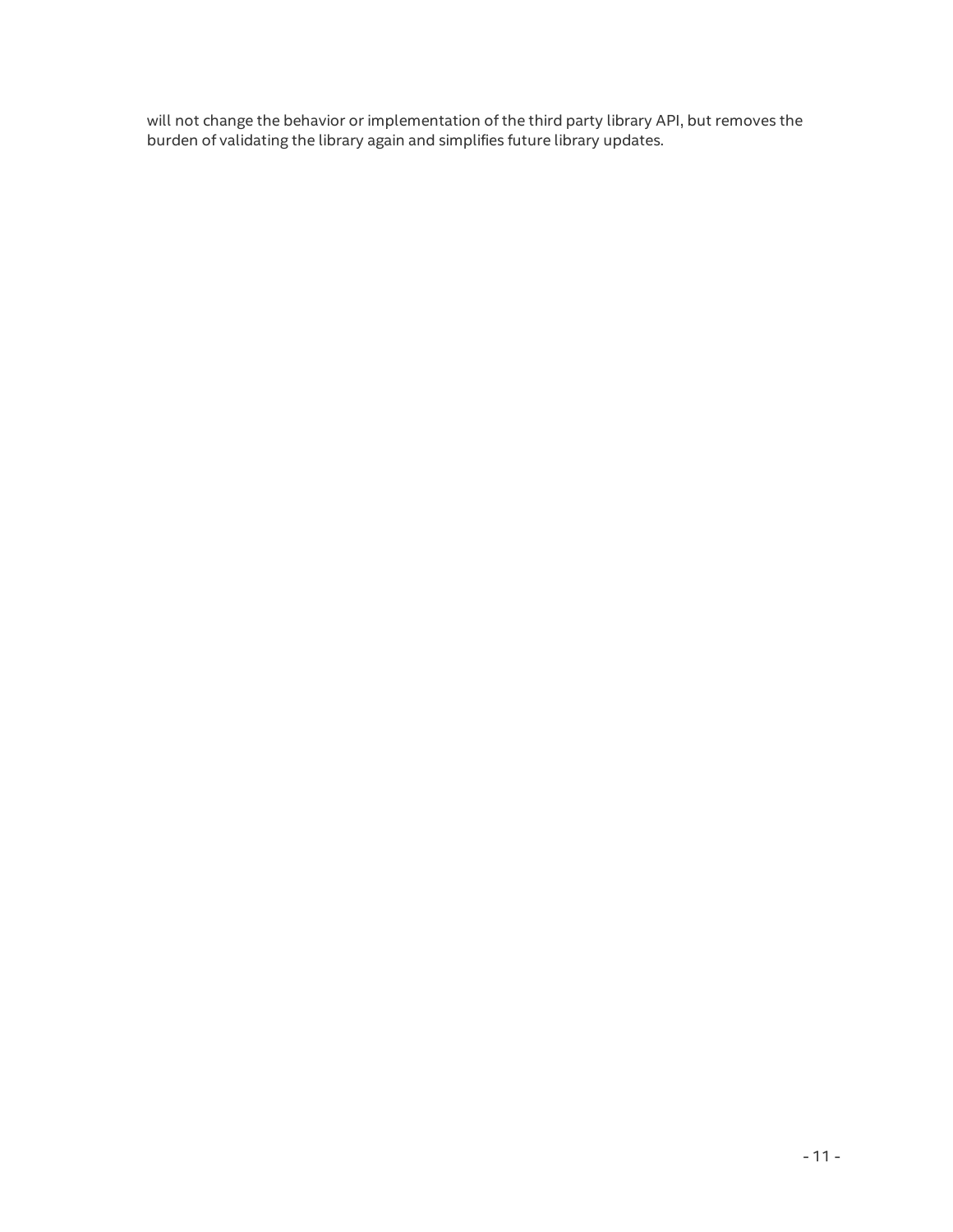will not change the behavior or implementation of the third party library API, but removes the burden of validating the library again and simplifies future library updates.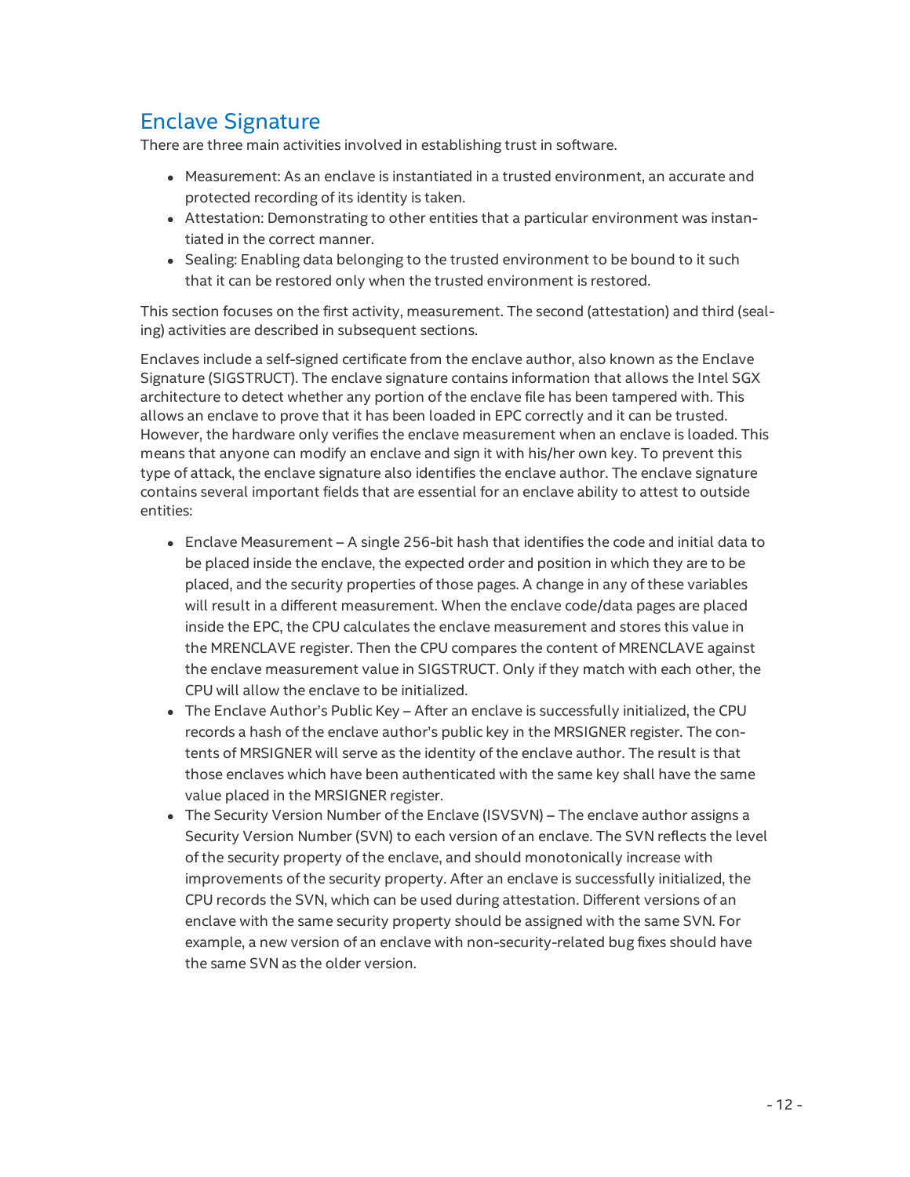## Enclave Signature

There are three main activities involved in establishing trust in software.

- Measurement: As an enclave is instantiated in a trusted environment, an accurate and protected recording of its identity is taken.
- Attestation: Demonstrating to other entities that a particular environment was instantiated in the correct manner.
- Sealing: Enabling data belonging to the trusted environment to be bound to it such that it can be restored only when the trusted environment is restored.

This section focuses on the first activity, measurement. The second (attestation) and third (sealing) activities are described in subsequent sections.

Enclaves include a self-signed certificate from the enclave author, also known as the Enclave Signature (SIGSTRUCT). The enclave signature contains information that allows the Intel SGX architecture to detect whether any portion of the enclave file has been tampered with. This allows an enclave to prove that it has been loaded in EPC correctly and it can be trusted. However, the hardware only verifies the enclave measurement when an enclave is loaded. This means that anyone can modify an enclave and sign it with his/her own key. To prevent this type of attack, the enclave signature also identifies the enclave author. The enclave signature contains several important fields that are essential for an enclave ability to attest to outside entities:

- Enclave Measurement – A single 256-bit hash that identifies the code and initial data to be placed inside the enclave, the expected order and position in which they are to be placed, and the security properties of those pages. A change in any of these variables will result in a different measurement. When the enclave code/data pages are placed inside the EPC, the CPU calculates the enclave measurement and stores this value in the MRENCLAVE register. Then the CPU compares the content of MRENCLAVE against the enclave measurement value in SIGSTRUCT. Only if they match with each other, the CPU will allow the enclave to be initialized.
- The Enclave Author's Public Key – After an enclave is successfully initialized, the CPU records a hash of the enclave author's public key in the MRSIGNER register. The contents of MRSIGNER will serve as the identity of the enclave author. The result is that those enclaves which have been authenticated with the same key shall have the same value placed in the MRSIGNER register.
- The Security Version Number of the Enclave (ISVSVN) – The enclave author assigns a Security Version Number (SVN) to each version of an enclave. The SVN reflects the level of the security property of the enclave, and should monotonically increase with improvements of the security property. After an enclave is successfully initialized, the CPU records the SVN, which can be used during attestation. Different versions of an enclave with the same security property should be assigned with the same SVN. For example, a new version of an enclave with non-security-related bug fixes should have the same SVN as the older version.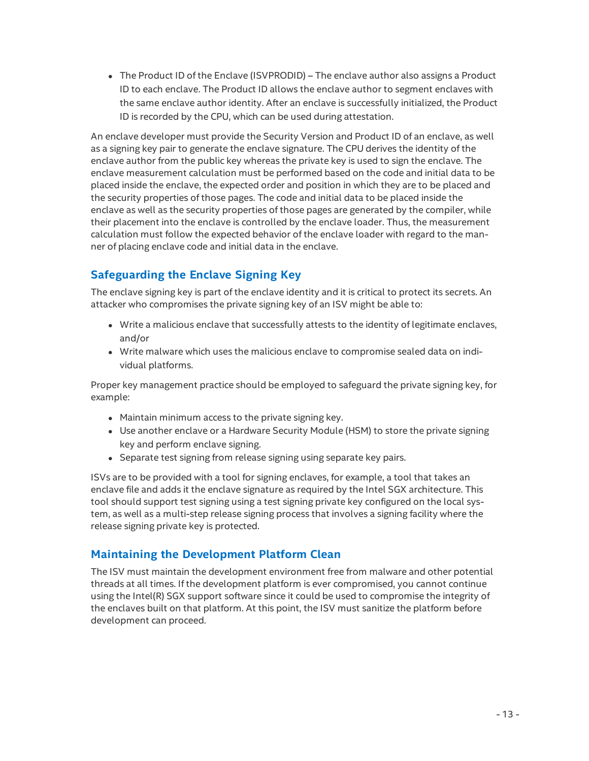- The Product ID of the Enclave (ISVPRODID) – The enclave author also assigns a Product ID to each enclave. The Product ID allows the enclave author to segment enclaves with the same enclave author identity. After an enclave is successfully initialized, the Product ID is recorded by the CPU, which can be used during attestation.

An enclave developer must provide the Security Version and Product ID of an enclave, as well as a signing key pair to generate the enclave signature. The CPU derives the identity of the enclave author from the public key whereas the private key is used to sign the enclave. The enclave measurement calculation must be performed based on the code and initial data to be placed inside the enclave, the expected order and position in which they are to be placed and the security properties of those pages. The code and initial data to be placed inside the enclave as well as the security properties of those pages are generated by the compiler, while their placement into the enclave is controlled by the enclave loader. Thus, the measurement calculation must follow the expected behavior of the enclave loader with regard to the manner of placing enclave code and initial data in the enclave.

## Safeguarding the Enclave Signing Key

The enclave signing key is part of the enclave identity and it is critical to protect its secrets. An attacker who compromises the private signing key of an ISV might be able to:

- Write a malicious enclave that successfully attests to the identity of legitimate enclaves, and/or
- Write malware which uses the malicious enclave to compromise sealed data on individual platforms.

Proper key management practice should be employed to safeguard the private signing key, for example:

- Maintain minimum access to the private signing key.
- Use another enclave or a Hardware Security Module (HSM) to store the private signing key and perform enclave signing.
- Separate test signing from release signing using separate key pairs.

ISVs are to be provided with a tool for signing enclaves, for example, a tool that takes an enclave file and adds it the enclave signature as required by the Intel SGX architecture. This tool should support test signing using a test signing private key configured on the local system, as well as a multi-step release signing process that involves a signing facility where the release signing private key is protected.

## Maintaining the Development Platform Clean

The ISV must maintain the development environment free from malware and other potential threads at all times. If the development platform is ever compromised, you cannot continue using the Intel(R) SGX support software since it could be used to compromise the integrity of the enclaves built on that platform. At this point, the ISV must sanitize the platform before development can proceed.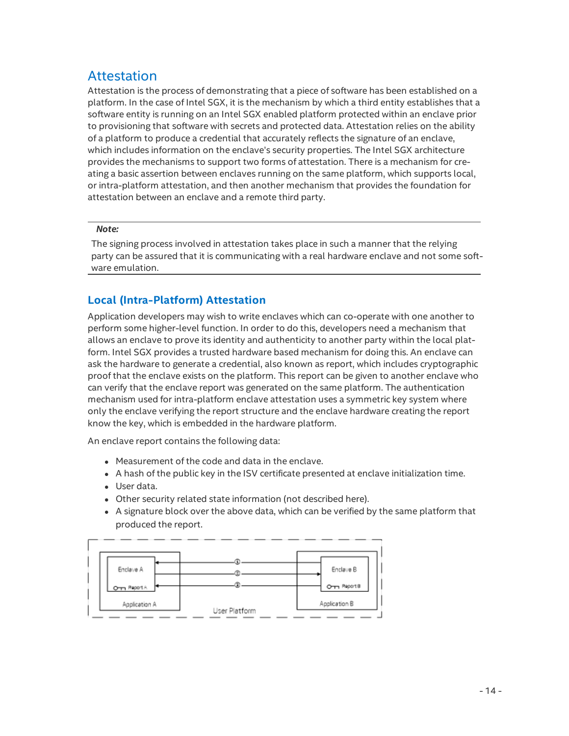## Attestation

Attestation is the process of demonstrating that a piece of software has been established on a platform. In the case of Intel SGX, it is the mechanism by which a third entity establishes that a software entity is running on an Intel SGX enabled platform protected within an enclave prior to provisioning that software with secrets and protected data. Attestation relies on the ability of a platform to produce a credential that accurately reflects the signature of an enclave, which includes information on the enclave's security properties. The Intel SGX architecture provides the mechanisms to support two forms of attestation. There is a mechanism for creating a basic assertion between enclaves running on the same platform, which supports local, or intra-platform attestation, and then another mechanism that provides the foundation for attestation between an enclave and a remote third party.

> ***Note:***
>
> The signing process involved in attestation takes place in such a manner that the relying party can be assured that it is communicating with a real hardware enclave and not some software emulation.

### Local (Intra-Platform) Attestation

Application developers may wish to write enclaves which can co-operate with one another to perform some higher-level function. In order to do this, developers need a mechanism that allows an enclave to prove its identity and authenticity to another party within the local platform. Intel SGX provides a trusted hardware based mechanism for doing this. An enclave can ask the hardware to generate a credential, also known as report, which includes cryptographic proof that the enclave exists on the platform. This report can be given to another enclave who can verify that the enclave report was generated on the same platform. The authentication mechanism used for intra-platform enclave attestation uses a symmetric key system where only the enclave verifying the report structure and the enclave hardware creating the report know the key, which is embedded in the hardware platform.

An enclave report contains the following data:

- Measurement of the code and data in the enclave.
- A hash of the public key in the ISV certificate presented at enclave initialization time.
- User data.
- Other security related state information (not described here).
- A signature block over the above data, which can be verified by the same platform that produced the report.

Enclave A | Report A | Application A | ① ② ③ | Enclave B | Report B | Application B | User Platform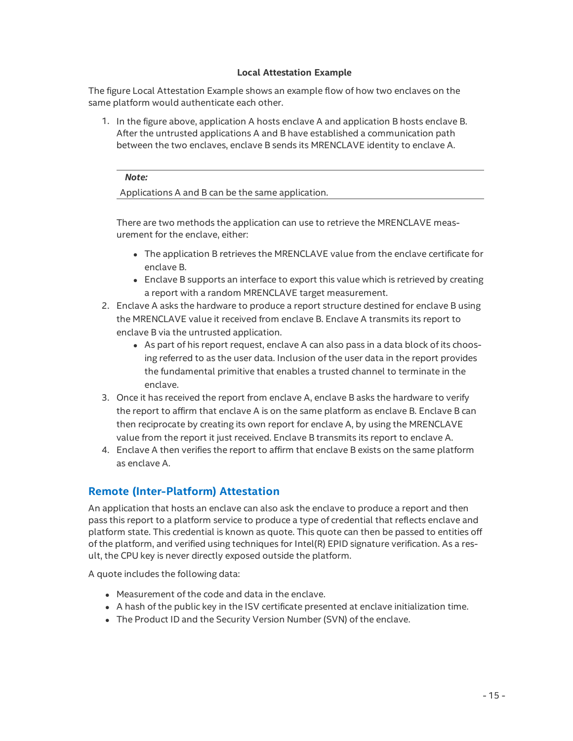**Local Attestation Example**

The figure Local Attestation Example shows an example flow of how two enclaves on the same platform would authenticate each other.

1. In the figure above, application A hosts enclave A and application B hosts enclave B. After the untrusted applications A and B have established a communication path between the two enclaves, enclave B sends its MRENCLAVE identity to enclave A.

   ---

   ***Note:***

   Applications A and B can be the same application.

   ---

   There are two methods the application can use to retrieve the MRENCLAVE measurement for the enclave, either:

   - The application B retrieves the MRENCLAVE value from the enclave certificate for enclave B.
   - Enclave B supports an interface to export this value which is retrieved by creating a report with a random MRENCLAVE target measurement.
2. Enclave A asks the hardware to produce a report structure destined for enclave B using the MRENCLAVE value it received from enclave B. Enclave A transmits its report to enclave B via the untrusted application.
   - As part of his report request, enclave A can also pass in a data block of its choosing referred to as the user data. Inclusion of the user data in the report provides the fundamental primitive that enables a trusted channel to terminate in the enclave.
3. Once it has received the report from enclave A, enclave B asks the hardware to verify the report to affirm that enclave A is on the same platform as enclave B. Enclave B can then reciprocate by creating its own report for enclave A, by using the MRENCLAVE value from the report it just received. Enclave B transmits its report to enclave A.
4. Enclave A then verifies the report to affirm that enclave B exists on the same platform as enclave A.

## Remote (Inter-Platform) Attestation

An application that hosts an enclave can also ask the enclave to produce a report and then pass this report to a platform service to produce a type of credential that reflects enclave and platform state. This credential is known as quote. This quote can then be passed to entities off of the platform, and verified using techniques for Intel(R) EPID signature verification. As a result, the CPU key is never directly exposed outside the platform.

A quote includes the following data:

- Measurement of the code and data in the enclave.
- A hash of the public key in the ISV certificate presented at enclave initialization time.
- The Product ID and the Security Version Number (SVN) of the enclave.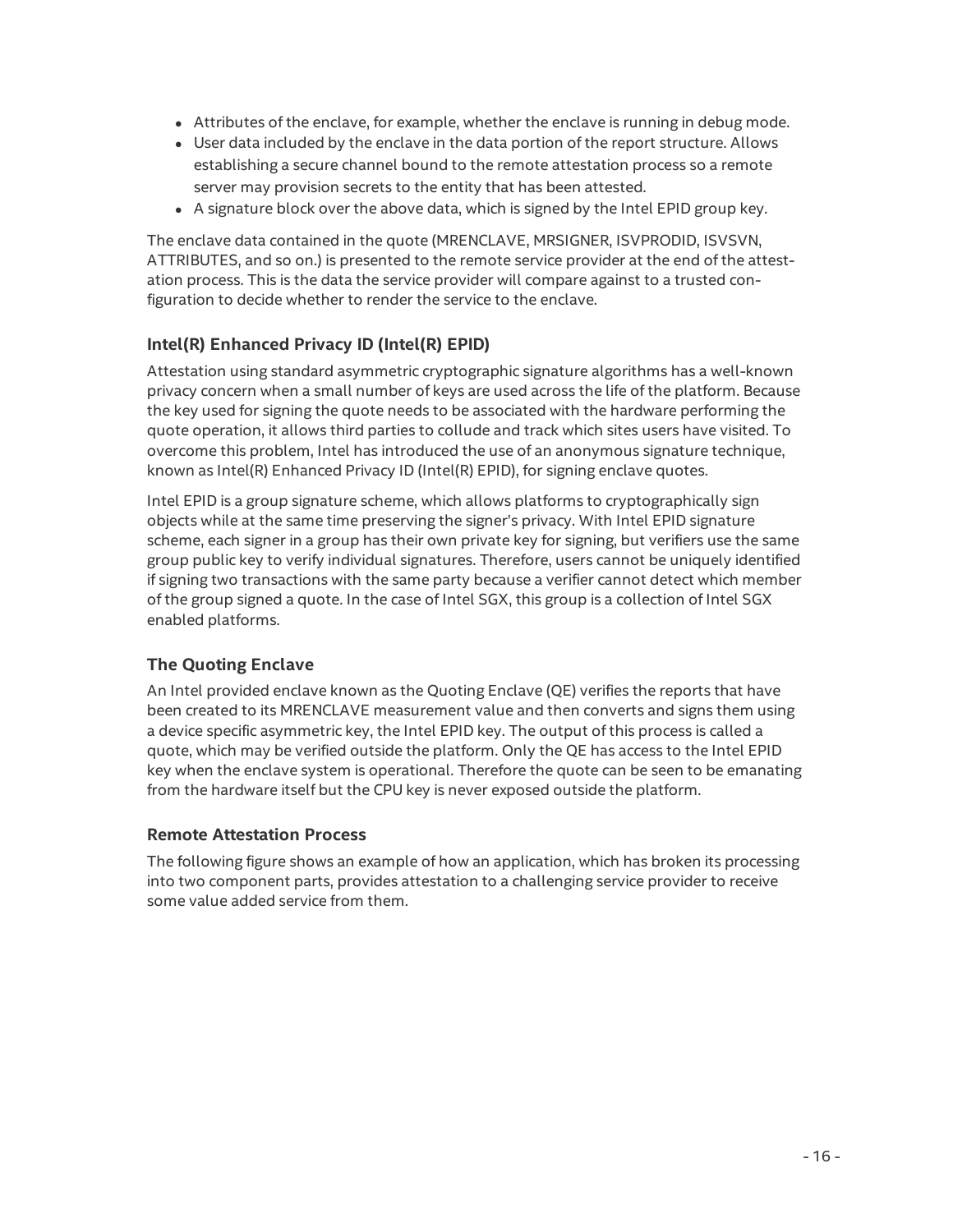- Attributes of the enclave, for example, whether the enclave is running in debug mode.
- User data included by the enclave in the data portion of the report structure. Allows establishing a secure channel bound to the remote attestation process so a remote server may provision secrets to the entity that has been attested.
- A signature block over the above data, which is signed by the Intel EPID group key.

The enclave data contained in the quote (MRENCLAVE, MRSIGNER, ISVPRODID, ISVSVN, ATTRIBUTES, and so on.) is presented to the remote service provider at the end of the attestation process. This is the data the service provider will compare against to a trusted configuration to decide whether to render the service to the enclave.

### Intel(R) Enhanced Privacy ID (Intel(R) EPID)

Attestation using standard asymmetric cryptographic signature algorithms has a well-known privacy concern when a small number of keys are used across the life of the platform. Because the key used for signing the quote needs to be associated with the hardware performing the quote operation, it allows third parties to collude and track which sites users have visited. To overcome this problem, Intel has introduced the use of an anonymous signature technique, known as Intel(R) Enhanced Privacy ID (Intel(R) EPID), for signing enclave quotes.

Intel EPID is a group signature scheme, which allows platforms to cryptographically sign objects while at the same time preserving the signer's privacy. With Intel EPID signature scheme, each signer in a group has their own private key for signing, but verifiers use the same group public key to verify individual signatures. Therefore, users cannot be uniquely identified if signing two transactions with the same party because a verifier cannot detect which member of the group signed a quote. In the case of Intel SGX, this group is a collection of Intel SGX enabled platforms.

### The Quoting Enclave

An Intel provided enclave known as the Quoting Enclave (QE) verifies the reports that have been created to its MRENCLAVE measurement value and then converts and signs them using a device specific asymmetric key, the Intel EPID key. The output of this process is called a quote, which may be verified outside the platform. Only the QE has access to the Intel EPID key when the enclave system is operational. Therefore the quote can be seen to be emanating from the hardware itself but the CPU key is never exposed outside the platform.

### Remote Attestation Process

The following figure shows an example of how an application, which has broken its processing into two component parts, provides attestation to a challenging service provider to receive some value added service from them.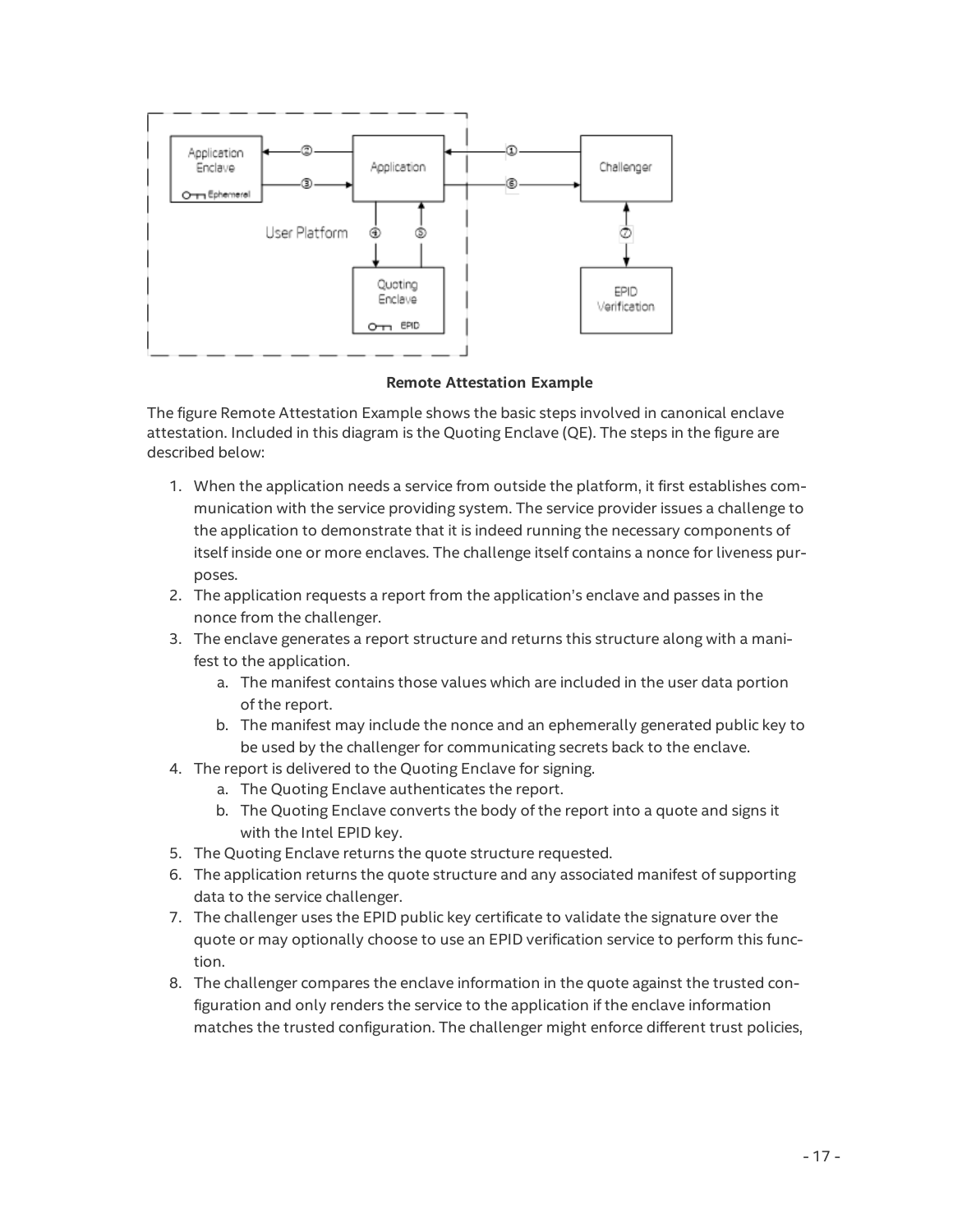**Remote Attestation Example**

The figure Remote Attestation Example shows the basic steps involved in canonical enclave attestation. Included in this diagram is the Quoting Enclave (QE). The steps in the figure are described below:

1. When the application needs a service from outside the platform, it first establishes communication with the service providing system. The service provider issues a challenge to the application to demonstrate that it is indeed running the necessary components of itself inside one or more enclaves. The challenge itself contains a nonce for liveness purposes.
2. The application requests a report from the application's enclave and passes in the nonce from the challenger.
3. The enclave generates a report structure and returns this structure along with a manifest to the application.
   a. The manifest contains those values which are included in the user data portion of the report.
   b. The manifest may include the nonce and an ephemerally generated public key to be used by the challenger for communicating secrets back to the enclave.
4. The report is delivered to the Quoting Enclave for signing.
   a. The Quoting Enclave authenticates the report.
   b. The Quoting Enclave converts the body of the report into a quote and signs it with the Intel EPID key.
5. The Quoting Enclave returns the quote structure requested.
6. The application returns the quote structure and any associated manifest of supporting data to the service challenger.
7. The challenger uses the EPID public key certificate to validate the signature over the quote or may optionally choose to use an EPID verification service to perform this function.
8. The challenger compares the enclave information in the quote against the trusted configuration and only renders the service to the application if the enclave information matches the trusted configuration. The challenger might enforce different trust policies,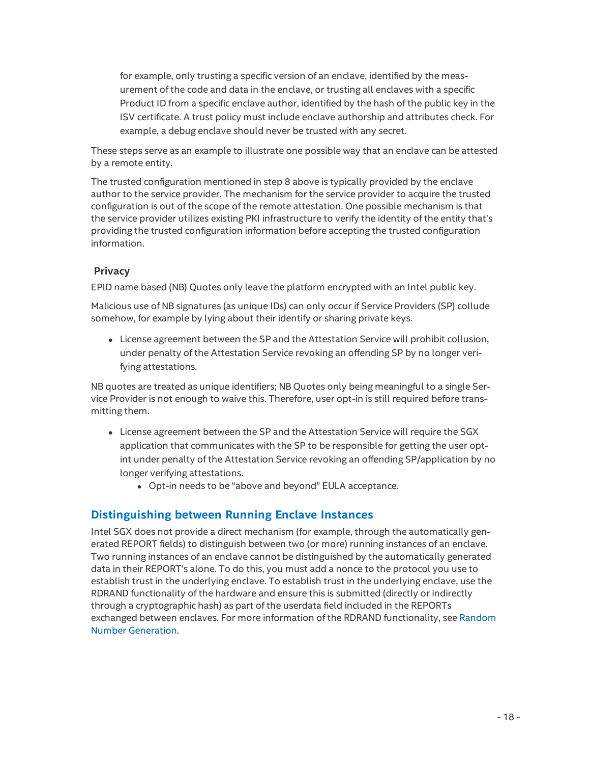for example, only trusting a specific version of an enclave, identified by the measurement of the code and data in the enclave, or trusting all enclaves with a specific Product ID from a specific enclave author, identified by the hash of the public key in the ISV certificate. A trust policy must include enclave authorship and attributes check. For example, a debug enclave should never be trusted with any secret.

These steps serve as an example to illustrate one possible way that an enclave can be attested by a remote entity.

The trusted configuration mentioned in step 8 above is typically provided by the enclave author to the service provider. The mechanism for the service provider to acquire the trusted configuration is out of the scope of the remote attestation. One possible mechanism is that the service provider utilizes existing PKI infrastructure to verify the identity of the entity that's providing the trusted configuration information before accepting the trusted configuration information.

### Privacy

EPID name based (NB) Quotes only leave the platform encrypted with an Intel public key.

Malicious use of NB signatures (as unique IDs) can only occur if Service Providers (SP) collude somehow, for example by lying about their identify or sharing private keys.

- License agreement between the SP and the Attestation Service will prohibit collusion, under penalty of the Attestation Service revoking an offending SP by no longer verifying attestations.

NB quotes are treated as unique identifiers; NB Quotes only being meaningful to a single Service Provider is not enough to waive this. Therefore, user opt-in is still required before transmitting them.

- License agreement between the SP and the Attestation Service will require the SGX application that communicates with the SP to be responsible for getting the user optint under penalty of the Attestation Service revoking an offending SP/application by no longer verifying attestations.
  - Opt-in needs to be "above and beyond" EULA acceptance.

## Distinguishing between Running Enclave Instances

Intel SGX does not provide a direct mechanism (for example, through the automatically generated REPORT fields) to distinguish between two (or more) running instances of an enclave. Two running instances of an enclave cannot be distinguished by the automatically generated data in their REPORT's alone. To do this, you must add a nonce to the protocol you use to establish trust in the underlying enclave. To establish trust in the underlying enclave, use the RDRAND functionality of the hardware and ensure this is submitted (directly or indirectly through a cryptographic hash) as part of the userdata field included in the REPORTs exchanged between enclaves. For more information of the RDRAND functionality, see Random Number Generation.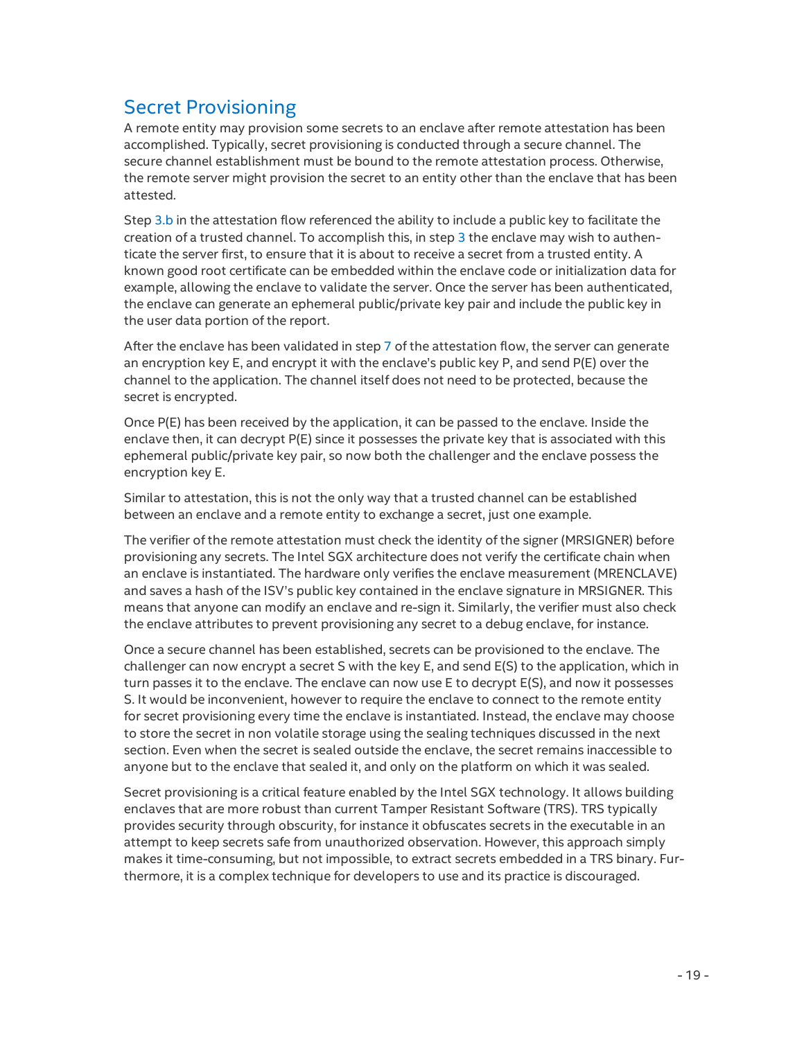## Secret Provisioning

A remote entity may provision some secrets to an enclave after remote attestation has been accomplished. Typically, secret provisioning is conducted through a secure channel. The secure channel establishment must be bound to the remote attestation process. Otherwise, the remote server might provision the secret to an entity other than the enclave that has been attested.

Step 3.b in the attestation flow referenced the ability to include a public key to facilitate the creation of a trusted channel. To accomplish this, in step 3 the enclave may wish to authenticate the server first, to ensure that it is about to receive a secret from a trusted entity. A known good root certificate can be embedded within the enclave code or initialization data for example, allowing the enclave to validate the server. Once the server has been authenticated, the enclave can generate an ephemeral public/private key pair and include the public key in the user data portion of the report.

After the enclave has been validated in step 7 of the attestation flow, the server can generate an encryption key E, and encrypt it with the enclave's public key P, and send P(E) over the channel to the application. The channel itself does not need to be protected, because the secret is encrypted.

Once P(E) has been received by the application, it can be passed to the enclave. Inside the enclave then, it can decrypt P(E) since it possesses the private key that is associated with this ephemeral public/private key pair, so now both the challenger and the enclave possess the encryption key E.

Similar to attestation, this is not the only way that a trusted channel can be established between an enclave and a remote entity to exchange a secret, just one example.

The verifier of the remote attestation must check the identity of the signer (MRSIGNER) before provisioning any secrets. The Intel SGX architecture does not verify the certificate chain when an enclave is instantiated. The hardware only verifies the enclave measurement (MRENCLAVE) and saves a hash of the ISV's public key contained in the enclave signature in MRSIGNER. This means that anyone can modify an enclave and re-sign it. Similarly, the verifier must also check the enclave attributes to prevent provisioning any secret to a debug enclave, for instance.

Once a secure channel has been established, secrets can be provisioned to the enclave. The challenger can now encrypt a secret S with the key E, and send E(S) to the application, which in turn passes it to the enclave. The enclave can now use E to decrypt E(S), and now it possesses S. It would be inconvenient, however to require the enclave to connect to the remote entity for secret provisioning every time the enclave is instantiated. Instead, the enclave may choose to store the secret in non volatile storage using the sealing techniques discussed in the next section. Even when the secret is sealed outside the enclave, the secret remains inaccessible to anyone but to the enclave that sealed it, and only on the platform on which it was sealed.

Secret provisioning is a critical feature enabled by the Intel SGX technology. It allows building enclaves that are more robust than current Tamper Resistant Software (TRS). TRS typically provides security through obscurity, for instance it obfuscates secrets in the executable in an attempt to keep secrets safe from unauthorized observation. However, this approach simply makes it time-consuming, but not impossible, to extract secrets embedded in a TRS binary. Furthermore, it is a complex technique for developers to use and its practice is discouraged.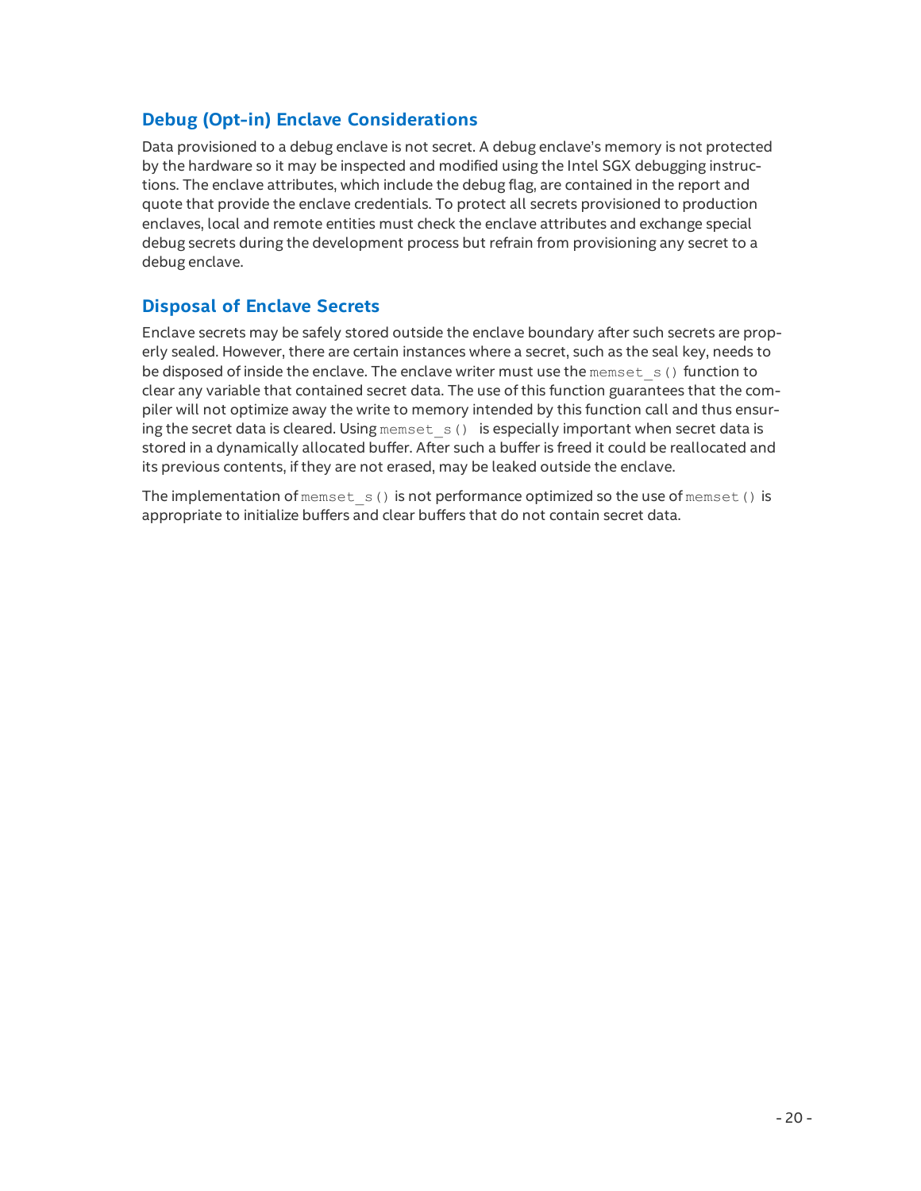## Debug (Opt-in) Enclave Considerations

Data provisioned to a debug enclave is not secret. A debug enclave's memory is not protected by the hardware so it may be inspected and modified using the Intel SGX debugging instructions. The enclave attributes, which include the debug flag, are contained in the report and quote that provide the enclave credentials. To protect all secrets provisioned to production enclaves, local and remote entities must check the enclave attributes and exchange special debug secrets during the development process but refrain from provisioning any secret to a debug enclave.

## Disposal of Enclave Secrets

Enclave secrets may be safely stored outside the enclave boundary after such secrets are properly sealed. However, there are certain instances where a secret, such as the seal key, needs to be disposed of inside the enclave. The enclave writer must use the `memset_s()` function to clear any variable that contained secret data. The use of this function guarantees that the compiler will not optimize away the write to memory intended by this function call and thus ensuring the secret data is cleared. Using `memset_s()` is especially important when secret data is stored in a dynamically allocated buffer. After such a buffer is freed it could be reallocated and its previous contents, if they are not erased, may be leaked outside the enclave.

The implementation of `memset_s()` is not performance optimized so the use of `memset()` is appropriate to initialize buffers and clear buffers that do not contain secret data.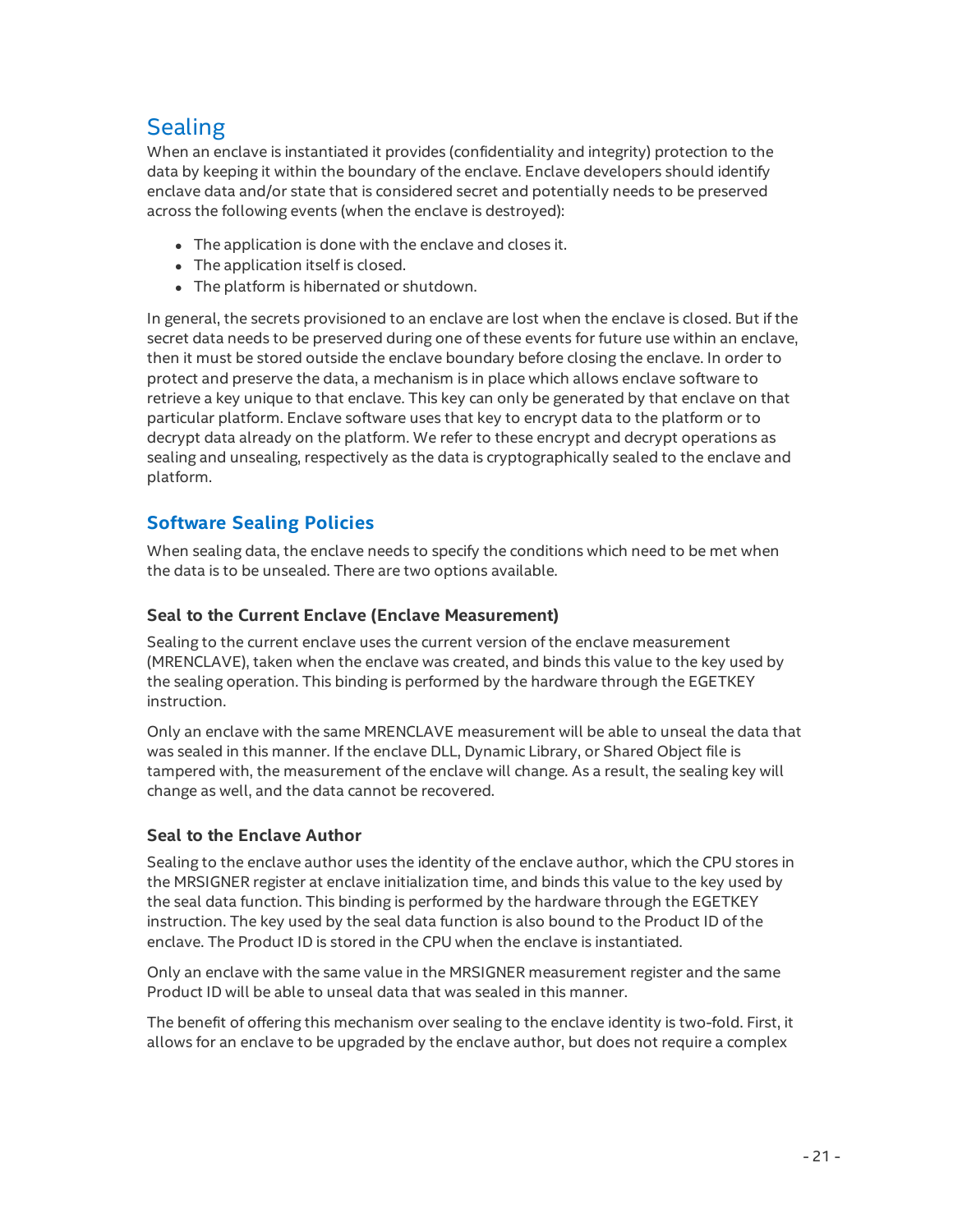## Sealing

When an enclave is instantiated it provides (confidentiality and integrity) protection to the data by keeping it within the boundary of the enclave. Enclave developers should identify enclave data and/or state that is considered secret and potentially needs to be preserved across the following events (when the enclave is destroyed):

- The application is done with the enclave and closes it.
- The application itself is closed.
- The platform is hibernated or shutdown.

In general, the secrets provisioned to an enclave are lost when the enclave is closed. But if the secret data needs to be preserved during one of these events for future use within an enclave, then it must be stored outside the enclave boundary before closing the enclave. In order to protect and preserve the data, a mechanism is in place which allows enclave software to retrieve a key unique to that enclave. This key can only be generated by that enclave on that particular platform. Enclave software uses that key to encrypt data to the platform or to decrypt data already on the platform. We refer to these encrypt and decrypt operations as sealing and unsealing, respectively as the data is cryptographically sealed to the enclave and platform.

### Software Sealing Policies

When sealing data, the enclave needs to specify the conditions which need to be met when the data is to be unsealed. There are two options available.

#### Seal to the Current Enclave (Enclave Measurement)

Sealing to the current enclave uses the current version of the enclave measurement (MRENCLAVE), taken when the enclave was created, and binds this value to the key used by the sealing operation. This binding is performed by the hardware through the EGETKEY instruction.

Only an enclave with the same MRENCLAVE measurement will be able to unseal the data that was sealed in this manner. If the enclave DLL, Dynamic Library, or Shared Object file is tampered with, the measurement of the enclave will change. As a result, the sealing key will change as well, and the data cannot be recovered.

#### Seal to the Enclave Author

Sealing to the enclave author uses the identity of the enclave author, which the CPU stores in the MRSIGNER register at enclave initialization time, and binds this value to the key used by the seal data function. This binding is performed by the hardware through the EGETKEY instruction. The key used by the seal data function is also bound to the Product ID of the enclave. The Product ID is stored in the CPU when the enclave is instantiated.

Only an enclave with the same value in the MRSIGNER measurement register and the same Product ID will be able to unseal data that was sealed in this manner.

The benefit of offering this mechanism over sealing to the enclave identity is two-fold. First, it allows for an enclave to be upgraded by the enclave author, but does not require a complex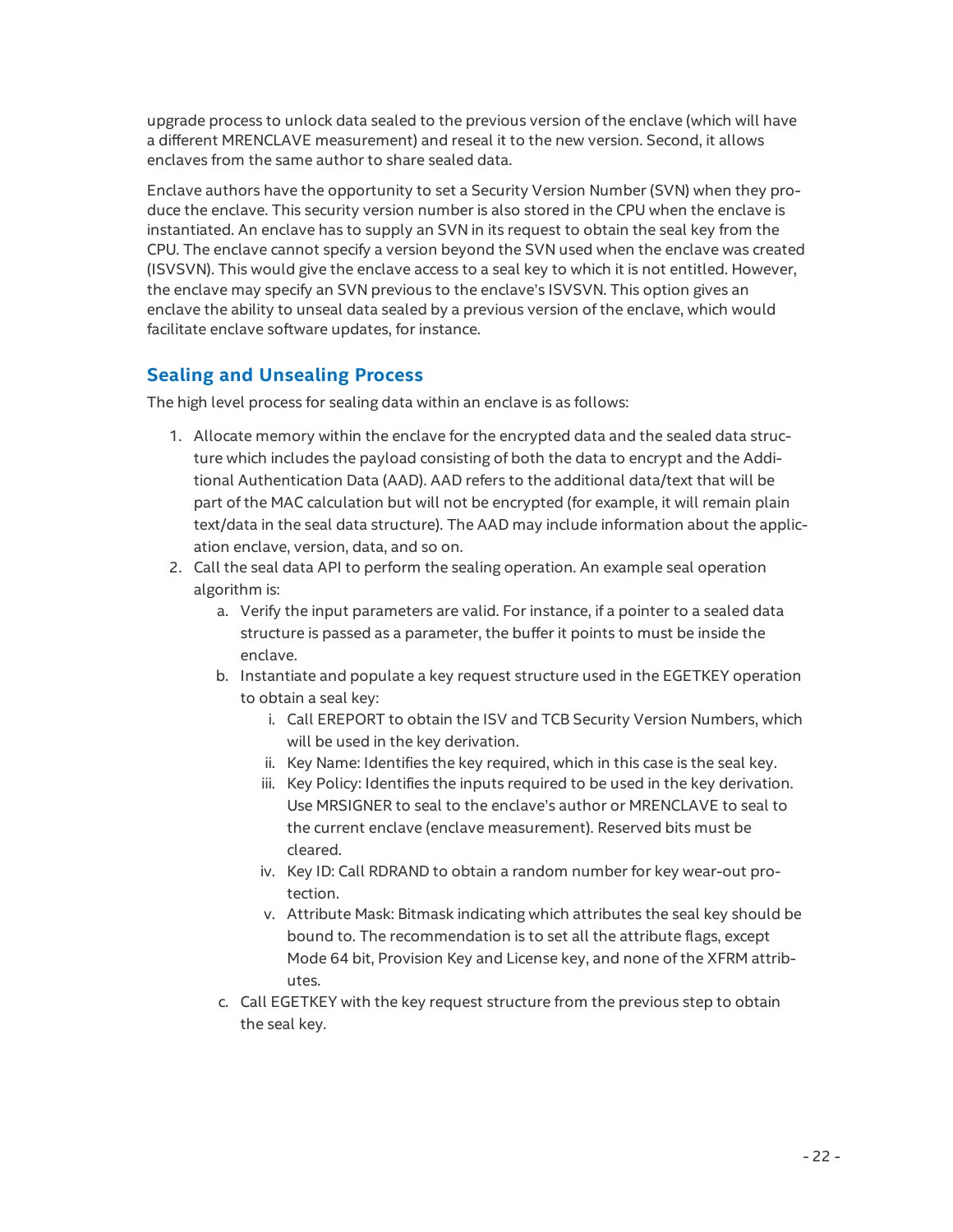upgrade process to unlock data sealed to the previous version of the enclave (which will have a different MRENCLAVE measurement) and reseal it to the new version. Second, it allows enclaves from the same author to share sealed data.

Enclave authors have the opportunity to set a Security Version Number (SVN) when they produce the enclave. This security version number is also stored in the CPU when the enclave is instantiated. An enclave has to supply an SVN in its request to obtain the seal key from the CPU. The enclave cannot specify a version beyond the SVN used when the enclave was created (ISVSVN). This would give the enclave access to a seal key to which it is not entitled. However, the enclave may specify an SVN previous to the enclave's ISVSVN. This option gives an enclave the ability to unseal data sealed by a previous version of the enclave, which would facilitate enclave software updates, for instance.

## Sealing and Unsealing Process

The high level process for sealing data within an enclave is as follows:

1. Allocate memory within the enclave for the encrypted data and the sealed data structure which includes the payload consisting of both the data to encrypt and the Additional Authentication Data (AAD). AAD refers to the additional data/text that will be part of the MAC calculation but will not be encrypted (for example, it will remain plain text/data in the seal data structure). The AAD may include information about the application enclave, version, data, and so on.
2. Call the seal data API to perform the sealing operation. An example seal operation algorithm is:
    a. Verify the input parameters are valid. For instance, if a pointer to a sealed data structure is passed as a parameter, the buffer it points to must be inside the enclave.
    b. Instantiate and populate a key request structure used in the EGETKEY operation to obtain a seal key:
        i. Call EREPORT to obtain the ISV and TCB Security Version Numbers, which will be used in the key derivation.
        ii. Key Name: Identifies the key required, which in this case is the seal key.
        iii. Key Policy: Identifies the inputs required to be used in the key derivation. Use MRSIGNER to seal to the enclave's author or MRENCLAVE to seal to the current enclave (enclave measurement). Reserved bits must be cleared.
        iv. Key ID: Call RDRAND to obtain a random number for key wear-out protection.
        v. Attribute Mask: Bitmask indicating which attributes the seal key should be bound to. The recommendation is to set all the attribute flags, except Mode 64 bit, Provision Key and License key, and none of the XFRM attributes.
    c. Call EGETKEY with the key request structure from the previous step to obtain the seal key.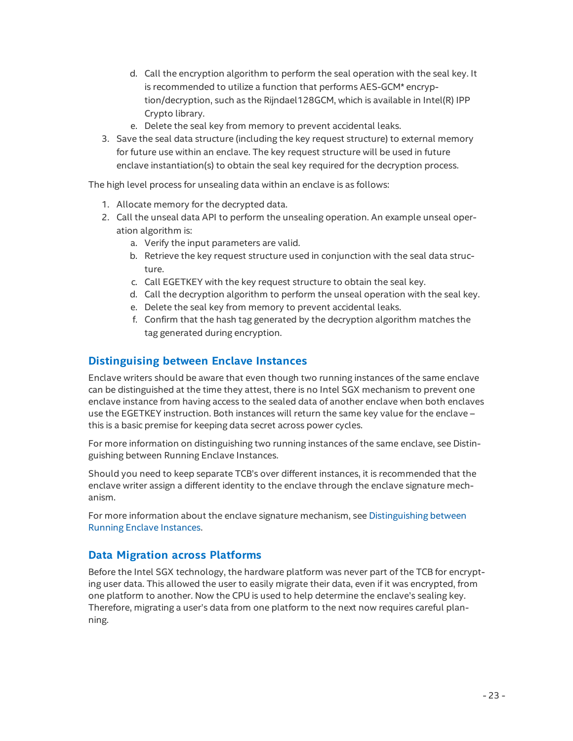d. Call the encryption algorithm to perform the seal operation with the seal key. It is recommended to utilize a function that performs AES-GCM* encryption/decryption, such as the Rijndael128GCM, which is available in Intel(R) IPP Crypto library.
   e. Delete the seal key from memory to prevent accidental leaks.
3. Save the seal data structure (including the key request structure) to external memory for future use within an enclave. The key request structure will be used in future enclave instantiation(s) to obtain the seal key required for the decryption process.

The high level process for unsealing data within an enclave is as follows:

1. Allocate memory for the decrypted data.
2. Call the unseal data API to perform the unsealing operation. An example unseal operation algorithm is:
   a. Verify the input parameters are valid.
   b. Retrieve the key request structure used in conjunction with the seal data structure.
   c. Call EGETKEY with the key request structure to obtain the seal key.
   d. Call the decryption algorithm to perform the unseal operation with the seal key.
   e. Delete the seal key from memory to prevent accidental leaks.
   f. Confirm that the hash tag generated by the decryption algorithm matches the tag generated during encryption.

## Distinguishing between Enclave Instances

Enclave writers should be aware that even though two running instances of the same enclave can be distinguished at the time they attest, there is no Intel SGX mechanism to prevent one enclave instance from having access to the sealed data of another enclave when both enclaves use the EGETKEY instruction. Both instances will return the same key value for the enclave – this is a basic premise for keeping data secret across power cycles.

For more information on distinguishing two running instances of the same enclave, see Distinguishing between Running Enclave Instances.

Should you need to keep separate TCB's over different instances, it is recommended that the enclave writer assign a different identity to the enclave through the enclave signature mechanism.

For more information about the enclave signature mechanism, see Distinguishing between Running Enclave Instances.

## Data Migration across Platforms

Before the Intel SGX technology, the hardware platform was never part of the TCB for encrypting user data. This allowed the user to easily migrate their data, even if it was encrypted, from one platform to another. Now the CPU is used to help determine the enclave's sealing key. Therefore, migrating a user's data from one platform to the next now requires careful planning.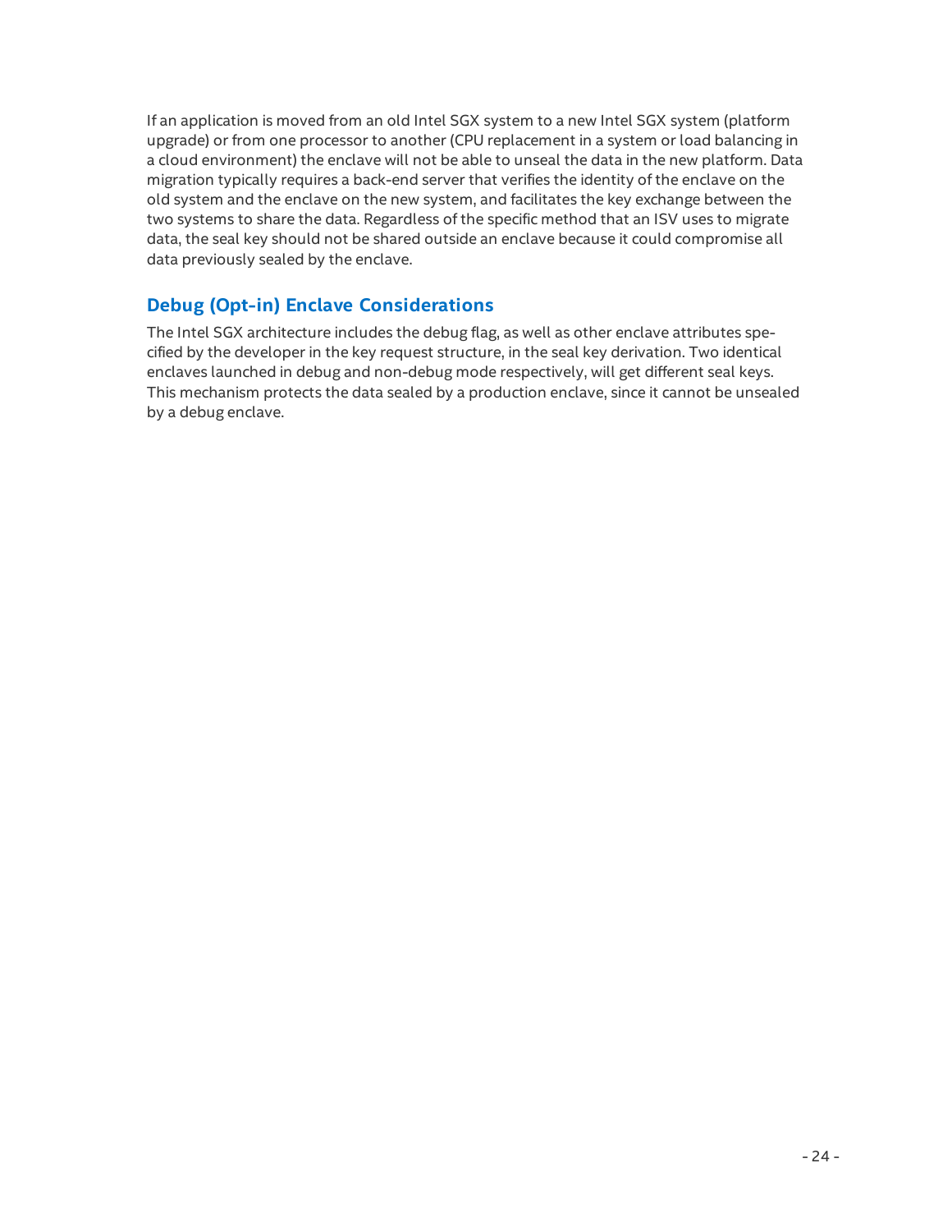If an application is moved from an old Intel SGX system to a new Intel SGX system (platform upgrade) or from one processor to another (CPU replacement in a system or load balancing in a cloud environment) the enclave will not be able to unseal the data in the new platform. Data migration typically requires a back-end server that verifies the identity of the enclave on the old system and the enclave on the new system, and facilitates the key exchange between the two systems to share the data. Regardless of the specific method that an ISV uses to migrate data, the seal key should not be shared outside an enclave because it could compromise all data previously sealed by the enclave.

## Debug (Opt-in) Enclave Considerations

The Intel SGX architecture includes the debug flag, as well as other enclave attributes specified by the developer in the key request structure, in the seal key derivation. Two identical enclaves launched in debug and non-debug mode respectively, will get different seal keys. This mechanism protects the data sealed by a production enclave, since it cannot be unsealed by a debug enclave.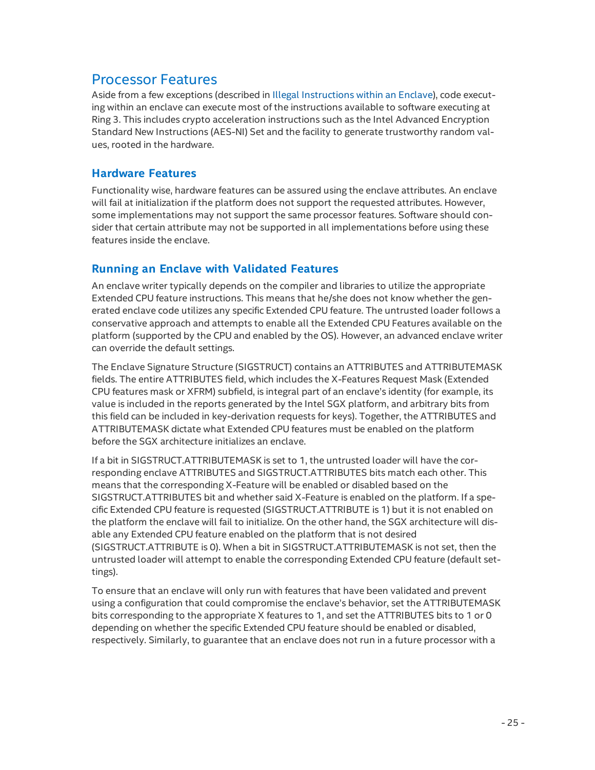# Processor Features

Aside from a few exceptions (described in Illegal Instructions within an Enclave), code executing within an enclave can execute most of the instructions available to software executing at Ring 3. This includes crypto acceleration instructions such as the Intel Advanced Encryption Standard New Instructions (AES-NI) Set and the facility to generate trustworthy random values, rooted in the hardware.

## Hardware Features

Functionality wise, hardware features can be assured using the enclave attributes. An enclave will fail at initialization if the platform does not support the requested attributes. However, some implementations may not support the same processor features. Software should consider that certain attribute may not be supported in all implementations before using these features inside the enclave.

## Running an Enclave with Validated Features

An enclave writer typically depends on the compiler and libraries to utilize the appropriate Extended CPU feature instructions. This means that he/she does not know whether the generated enclave code utilizes any specific Extended CPU feature. The untrusted loader follows a conservative approach and attempts to enable all the Extended CPU Features available on the platform (supported by the CPU and enabled by the OS). However, an advanced enclave writer can override the default settings.

The Enclave Signature Structure (SIGSTRUCT) contains an ATTRIBUTES and ATTRIBUTEMASK fields. The entire ATTRIBUTES field, which includes the X-Features Request Mask (Extended CPU features mask or XFRM) subfield, is integral part of an enclave's identity (for example, its value is included in the reports generated by the Intel SGX platform, and arbitrary bits from this field can be included in key-derivation requests for keys). Together, the ATTRIBUTES and ATTRIBUTEMASK dictate what Extended CPU features must be enabled on the platform before the SGX architecture initializes an enclave.

If a bit in SIGSTRUCT.ATTRIBUTEMASK is set to 1, the untrusted loader will have the corresponding enclave ATTRIBUTES and SIGSTRUCT.ATTRIBUTES bits match each other. This means that the corresponding X-Feature will be enabled or disabled based on the SIGSTRUCT.ATTRIBUTES bit and whether said X-Feature is enabled on the platform. If a specific Extended CPU feature is requested (SIGSTRUCT.ATTRIBUTE is 1) but it is not enabled on the platform the enclave will fail to initialize. On the other hand, the SGX architecture will disable any Extended CPU feature enabled on the platform that is not desired (SIGSTRUCT.ATTRIBUTE is 0). When a bit in SIGSTRUCT.ATTRIBUTEMASK is not set, then the untrusted loader will attempt to enable the corresponding Extended CPU feature (default settings).

To ensure that an enclave will only run with features that have been validated and prevent using a configuration that could compromise the enclave's behavior, set the ATTRIBUTEMASK bits corresponding to the appropriate X features to 1, and set the ATTRIBUTES bits to 1 or 0 depending on whether the specific Extended CPU feature should be enabled or disabled, respectively. Similarly, to guarantee that an enclave does not run in a future processor with a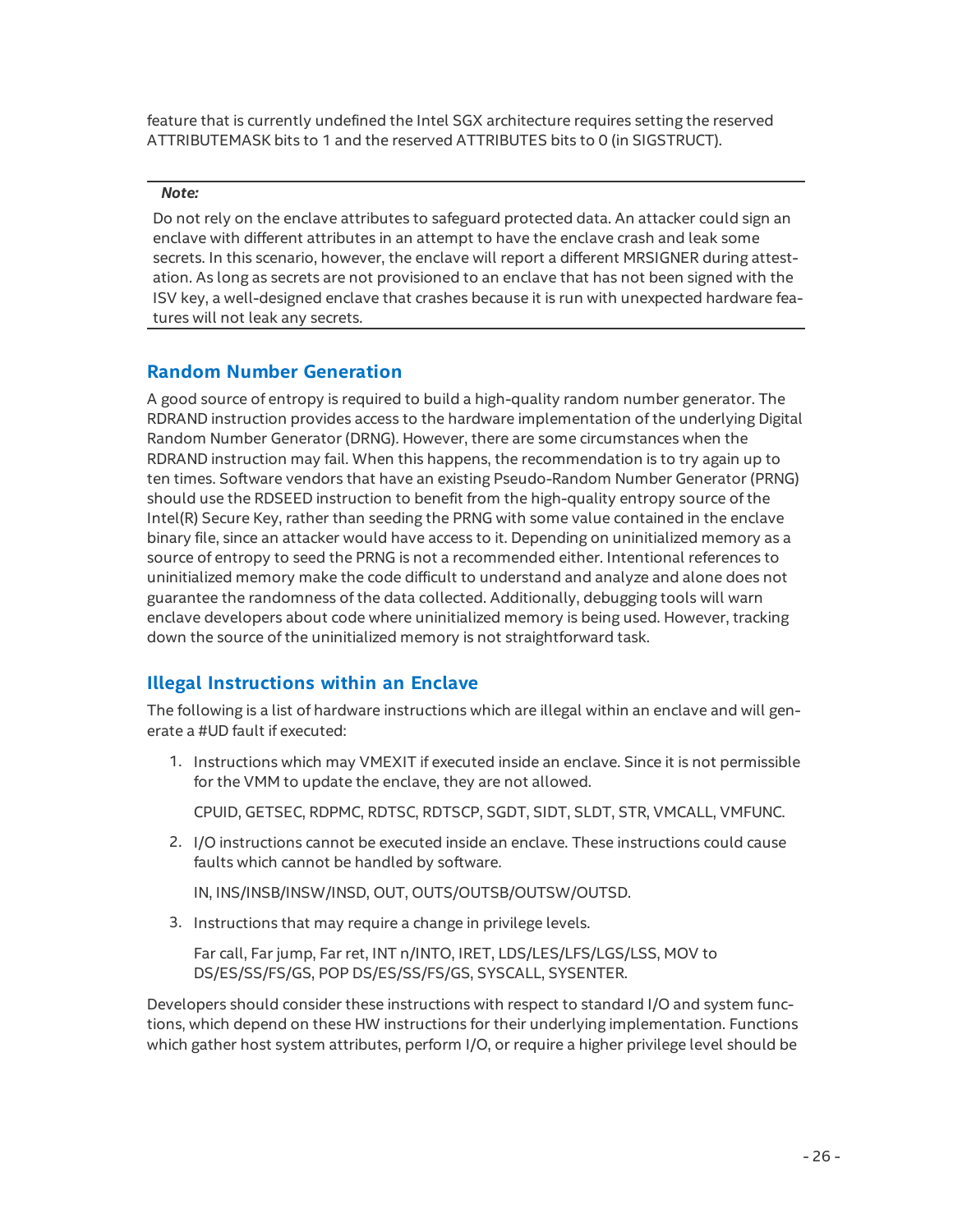feature that is currently undefined the Intel SGX architecture requires setting the reserved ATTRIBUTEMASK bits to 1 and the reserved ATTRIBUTES bits to 0 (in SIGSTRUCT).

---

***Note:***

Do not rely on the enclave attributes to safeguard protected data. An attacker could sign an enclave with different attributes in an attempt to have the enclave crash and leak some secrets. In this scenario, however, the enclave will report a different MRSIGNER during attestation. As long as secrets are not provisioned to an enclave that has not been signed with the ISV key, a well-designed enclave that crashes because it is run with unexpected hardware features will not leak any secrets.

---

## Random Number Generation

A good source of entropy is required to build a high-quality random number generator. The RDRAND instruction provides access to the hardware implementation of the underlying Digital Random Number Generator (DRNG). However, there are some circumstances when the RDRAND instruction may fail. When this happens, the recommendation is to try again up to ten times. Software vendors that have an existing Pseudo-Random Number Generator (PRNG) should use the RDSEED instruction to benefit from the high-quality entropy source of the Intel(R) Secure Key, rather than seeding the PRNG with some value contained in the enclave binary file, since an attacker would have access to it. Depending on uninitialized memory as a source of entropy to seed the PRNG is not a recommended either. Intentional references to uninitialized memory make the code difficult to understand and analyze and alone does not guarantee the randomness of the data collected. Additionally, debugging tools will warn enclave developers about code where uninitialized memory is being used. However, tracking down the source of the uninitialized memory is not straightforward task.

## Illegal Instructions within an Enclave

The following is a list of hardware instructions which are illegal within an enclave and will generate a #UD fault if executed:

1. Instructions which may VMEXIT if executed inside an enclave. Since it is not permissible for the VMM to update the enclave, they are not allowed.

   CPUID, GETSEC, RDPMC, RDTSC, RDTSCP, SGDT, SIDT, SLDT, STR, VMCALL, VMFUNC.

2. I/O instructions cannot be executed inside an enclave. These instructions could cause faults which cannot be handled by software.

   IN, INS/INSB/INSW/INSD, OUT, OUTS/OUTSB/OUTSW/OUTSD.

3. Instructions that may require a change in privilege levels.

   Far call, Far jump, Far ret, INT n/INTO, IRET, LDS/LES/LFS/LGS/LSS, MOV to DS/ES/SS/FS/GS, POP DS/ES/SS/FS/GS, SYSCALL, SYSENTER.

Developers should consider these instructions with respect to standard I/O and system functions, which depend on these HW instructions for their underlying implementation. Functions which gather host system attributes, perform I/O, or require a higher privilege level should be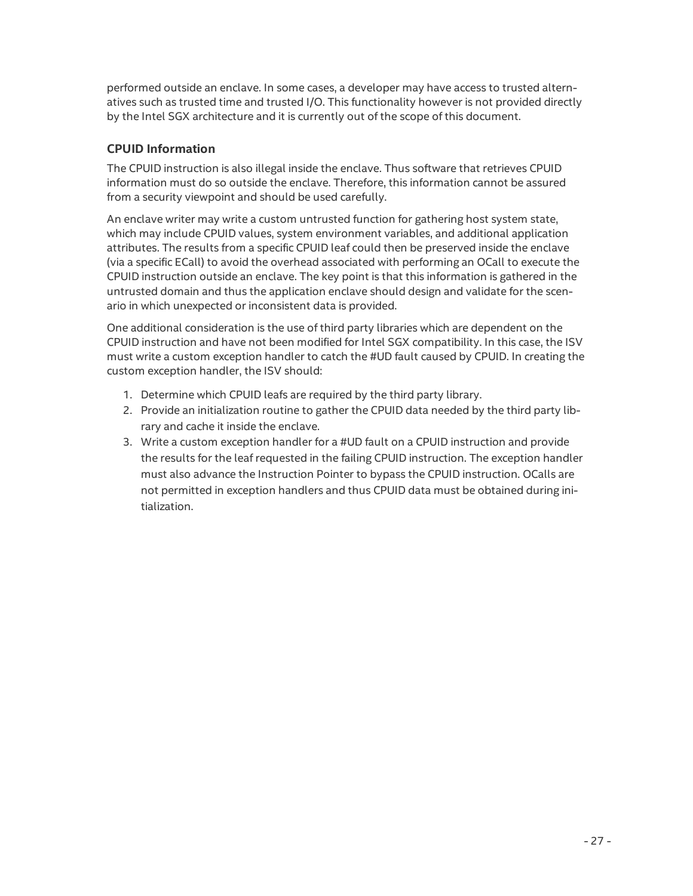performed outside an enclave. In some cases, a developer may have access to trusted alternatives such as trusted time and trusted I/O. This functionality however is not provided directly by the Intel SGX architecture and it is currently out of the scope of this document.

### CPUID Information

The CPUID instruction is also illegal inside the enclave. Thus software that retrieves CPUID information must do so outside the enclave. Therefore, this information cannot be assured from a security viewpoint and should be used carefully.

An enclave writer may write a custom untrusted function for gathering host system state, which may include CPUID values, system environment variables, and additional application attributes. The results from a specific CPUID leaf could then be preserved inside the enclave (via a specific ECall) to avoid the overhead associated with performing an OCall to execute the CPUID instruction outside an enclave. The key point is that this information is gathered in the untrusted domain and thus the application enclave should design and validate for the scenario in which unexpected or inconsistent data is provided.

One additional consideration is the use of third party libraries which are dependent on the CPUID instruction and have not been modified for Intel SGX compatibility. In this case, the ISV must write a custom exception handler to catch the #UD fault caused by CPUID. In creating the custom exception handler, the ISV should:

1. Determine which CPUID leafs are required by the third party library.
2. Provide an initialization routine to gather the CPUID data needed by the third party library and cache it inside the enclave.
3. Write a custom exception handler for a #UD fault on a CPUID instruction and provide the results for the leaf requested in the failing CPUID instruction. The exception handler must also advance the Instruction Pointer to bypass the CPUID instruction. OCalls are not permitted in exception handlers and thus CPUID data must be obtained during initialization.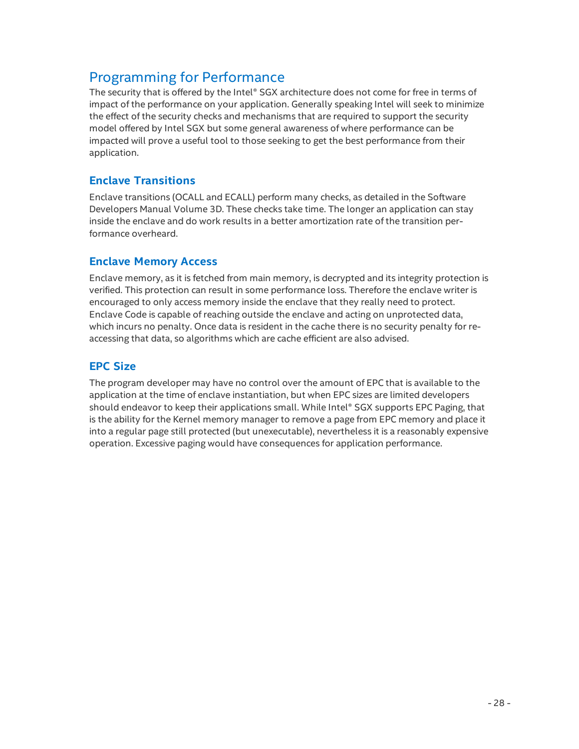# Programming for Performance

The security that is offered by the Intel® SGX architecture does not come for free in terms of impact of the performance on your application. Generally speaking Intel will seek to minimize the effect of the security checks and mechanisms that are required to support the security model offered by Intel SGX but some general awareness of where performance can be impacted will prove a useful tool to those seeking to get the best performance from their application.

## Enclave Transitions

Enclave transitions (OCALL and ECALL) perform many checks, as detailed in the Software Developers Manual Volume 3D. These checks take time. The longer an application can stay inside the enclave and do work results in a better amortization rate of the transition performance overheard.

## Enclave Memory Access

Enclave memory, as it is fetched from main memory, is decrypted and its integrity protection is verified. This protection can result in some performance loss. Therefore the enclave writer is encouraged to only access memory inside the enclave that they really need to protect. Enclave Code is capable of reaching outside the enclave and acting on unprotected data, which incurs no penalty. Once data is resident in the cache there is no security penalty for re-accessing that data, so algorithms which are cache efficient are also advised.

## EPC Size

The program developer may have no control over the amount of EPC that is available to the application at the time of enclave instantiation, but when EPC sizes are limited developers should endeavor to keep their applications small. While Intel® SGX supports EPC Paging, that is the ability for the Kernel memory manager to remove a page from EPC memory and place it into a regular page still protected (but unexecutable), nevertheless it is a reasonably expensive operation. Excessive paging would have consequences for application performance.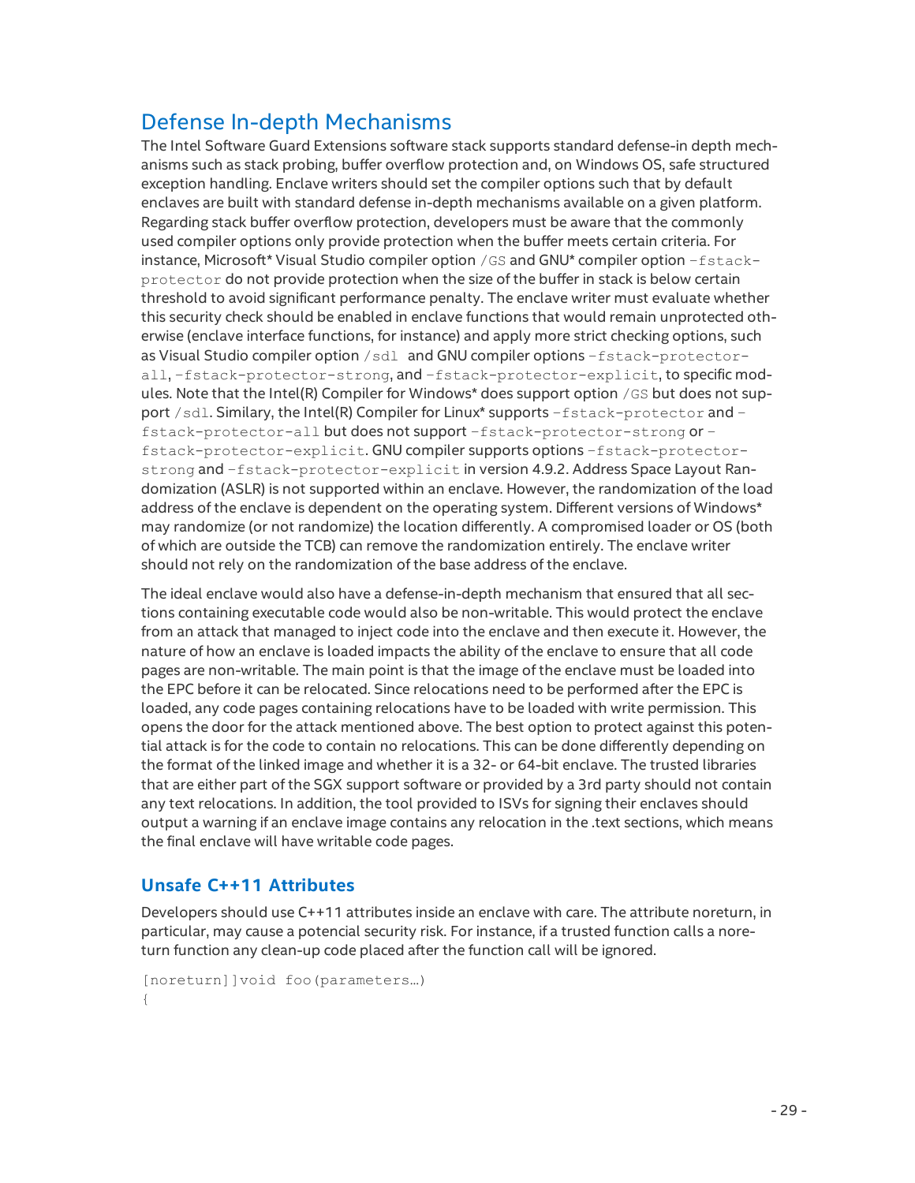## Defense In-depth Mechanisms

The Intel Software Guard Extensions software stack supports standard defense-in depth mechanisms such as stack probing, buffer overflow protection and, on Windows OS, safe structured exception handling. Enclave writers should set the compiler options such that by default enclaves are built with standard defense in-depth mechanisms available on a given platform. Regarding stack buffer overflow protection, developers must be aware that the commonly used compiler options only provide protection when the buffer meets certain criteria. For instance, Microsoft* Visual Studio compiler option `/GS` and GNU* compiler option `-fstack-protector` do not provide protection when the size of the buffer in stack is below certain threshold to avoid significant performance penalty. The enclave writer must evaluate whether this security check should be enabled in enclave functions that would remain unprotected otherwise (enclave interface functions, for instance) and apply more strict checking options, such as Visual Studio compiler option `/sdl` and GNU compiler options `-fstack-protector-all`, `-fstack-protector-strong`, and `-fstack-protector-explicit`, to specific modules. Note that the Intel(R) Compiler for Windows* does support option `/GS` but does not support `/sdl`. Similary, the Intel(R) Compiler for Linux* supports `-fstack-protector` and `-fstack-protector-all` but does not support `-fstack-protector-strong` or `-fstack-protector-explicit`. GNU compiler supports options `-fstack-protector-strong` and `-fstack-protector-explicit` in version 4.9.2. Address Space Layout Randomization (ASLR) is not supported within an enclave. However, the randomization of the load address of the enclave is dependent on the operating system. Different versions of Windows* may randomize (or not randomize) the location differently. A compromised loader or OS (both of which are outside the TCB) can remove the randomization entirely. The enclave writer should not rely on the randomization of the base address of the enclave.

The ideal enclave would also have a defense-in-depth mechanism that ensured that all sections containing executable code would also be non-writable. This would protect the enclave from an attack that managed to inject code into the enclave and then execute it. However, the nature of how an enclave is loaded impacts the ability of the enclave to ensure that all code pages are non-writable. The main point is that the image of the enclave must be loaded into the EPC before it can be relocated. Since relocations need to be performed after the EPC is loaded, any code pages containing relocations have to be loaded with write permission. This opens the door for the attack mentioned above. The best option to protect against this potential attack is for the code to contain no relocations. This can be done differently depending on the format of the linked image and whether it is a 32- or 64-bit enclave. The trusted libraries that are either part of the SGX support software or provided by a 3rd party should not contain any text relocations. In addition, the tool provided to ISVs for signing their enclaves should output a warning if an enclave image contains any relocation in the .text sections, which means the final enclave will have writable code pages.

### Unsafe C++11 Attributes

Developers should use C++11 attributes inside an enclave with care. The attribute noreturn, in particular, may cause a potencial security risk. For instance, if a trusted function calls a noreturn function any clean-up code placed after the function call will be ignored.

```
[noreturn]]void foo(parameters…)
{
```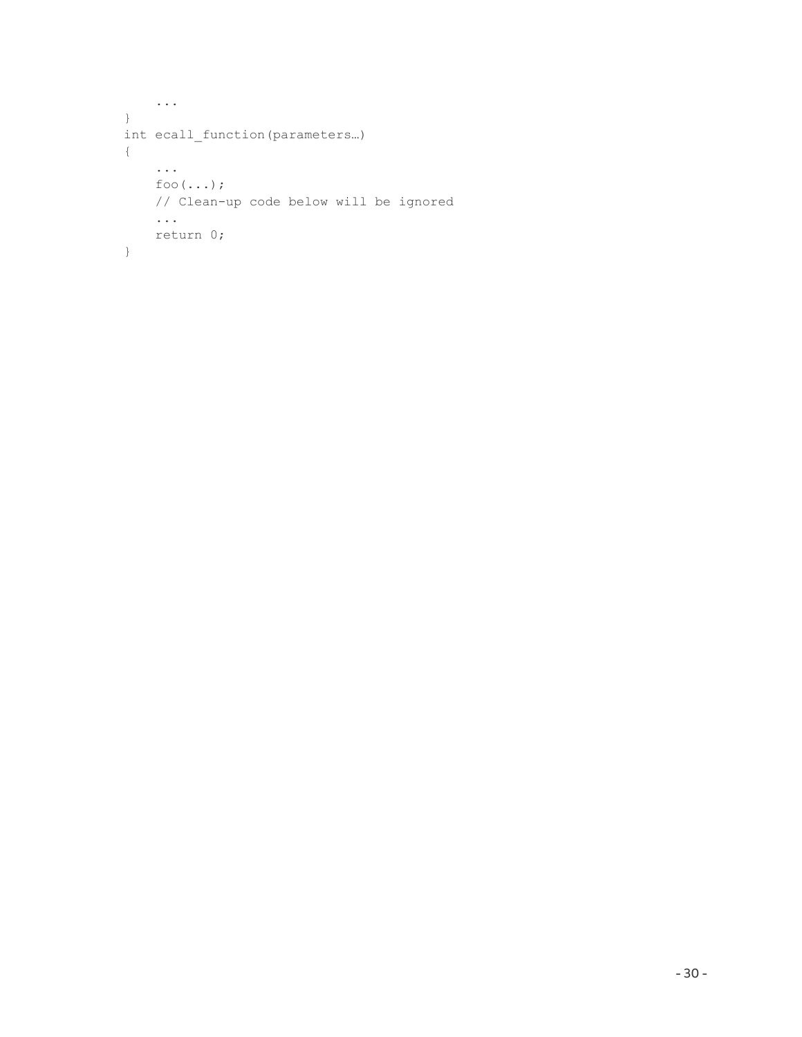```
    ...
}
int ecall_function(parameters…)
{
    ...
    foo(...);
    // Clean-up code below will be ignored
    ...
    return 0;
}
```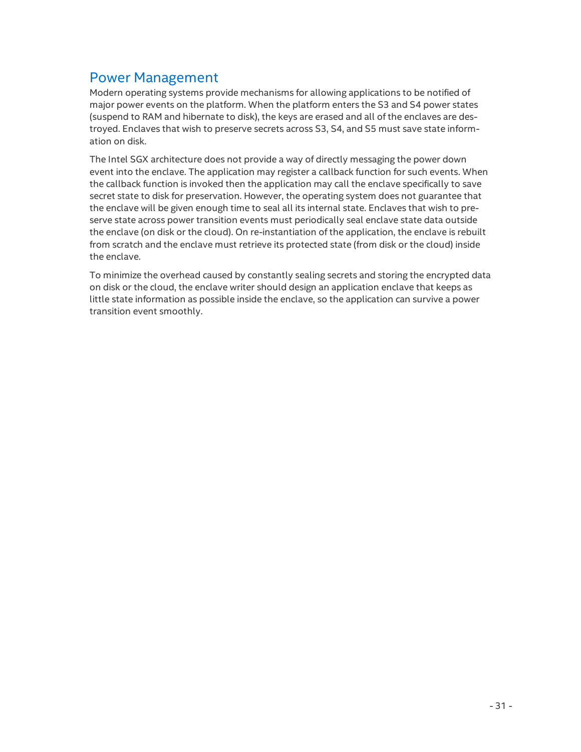## Power Management

Modern operating systems provide mechanisms for allowing applications to be notified of major power events on the platform. When the platform enters the S3 and S4 power states (suspend to RAM and hibernate to disk), the keys are erased and all of the enclaves are destroyed. Enclaves that wish to preserve secrets across S3, S4, and S5 must save state information on disk.

The Intel SGX architecture does not provide a way of directly messaging the power down event into the enclave. The application may register a callback function for such events. When the callback function is invoked then the application may call the enclave specifically to save secret state to disk for preservation. However, the operating system does not guarantee that the enclave will be given enough time to seal all its internal state. Enclaves that wish to preserve state across power transition events must periodically seal enclave state data outside the enclave (on disk or the cloud). On re-instantiation of the application, the enclave is rebuilt from scratch and the enclave must retrieve its protected state (from disk or the cloud) inside the enclave.

To minimize the overhead caused by constantly sealing secrets and storing the encrypted data on disk or the cloud, the enclave writer should design an application enclave that keeps as little state information as possible inside the enclave, so the application can survive a power transition event smoothly.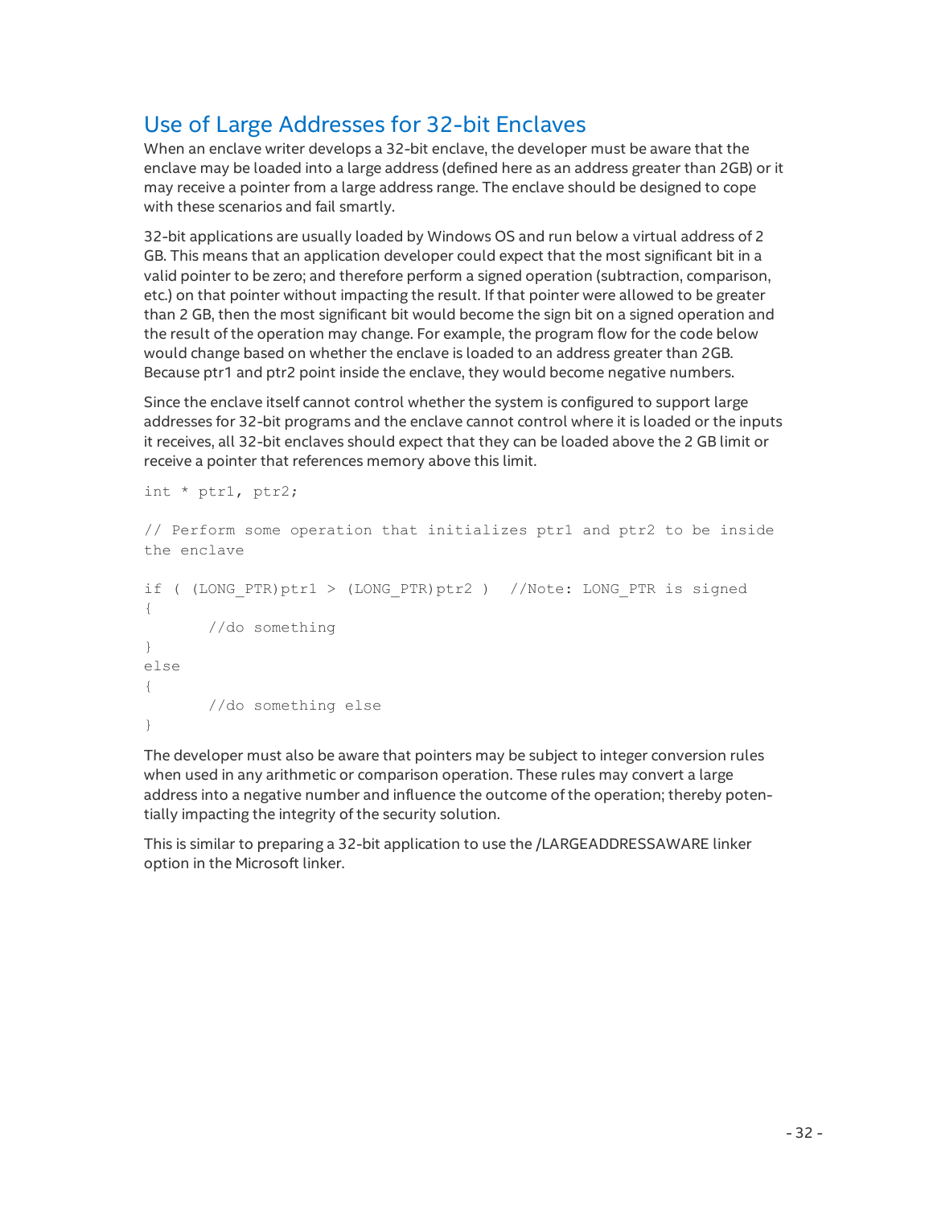## Use of Large Addresses for 32-bit Enclaves

When an enclave writer develops a 32-bit enclave, the developer must be aware that the enclave may be loaded into a large address (defined here as an address greater than 2GB) or it may receive a pointer from a large address range. The enclave should be designed to cope with these scenarios and fail smartly.

32-bit applications are usually loaded by Windows OS and run below a virtual address of 2 GB. This means that an application developer could expect that the most significant bit in a valid pointer to be zero; and therefore perform a signed operation (subtraction, comparison, etc.) on that pointer without impacting the result. If that pointer were allowed to be greater than 2 GB, then the most significant bit would become the sign bit on a signed operation and the result of the operation may change. For example, the program flow for the code below would change based on whether the enclave is loaded to an address greater than 2GB. Because ptr1 and ptr2 point inside the enclave, they would become negative numbers.

Since the enclave itself cannot control whether the system is configured to support large addresses for 32-bit programs and the enclave cannot control where it is loaded or the inputs it receives, all 32-bit enclaves should expect that they can be loaded above the 2 GB limit or receive a pointer that references memory above this limit.

```
int * ptr1, ptr2;

// Perform some operation that initializes ptr1 and ptr2 to be inside
the enclave

if ( (LONG_PTR)ptr1 > (LONG_PTR)ptr2 )  //Note: LONG_PTR is signed
{
       //do something
}
else
{
       //do something else
}
```

The developer must also be aware that pointers may be subject to integer conversion rules when used in any arithmetic or comparison operation. These rules may convert a large address into a negative number and influence the outcome of the operation; thereby potentially impacting the integrity of the security solution.

This is similar to preparing a 32-bit application to use the /LARGEADDRESSAWARE linker option in the Microsoft linker.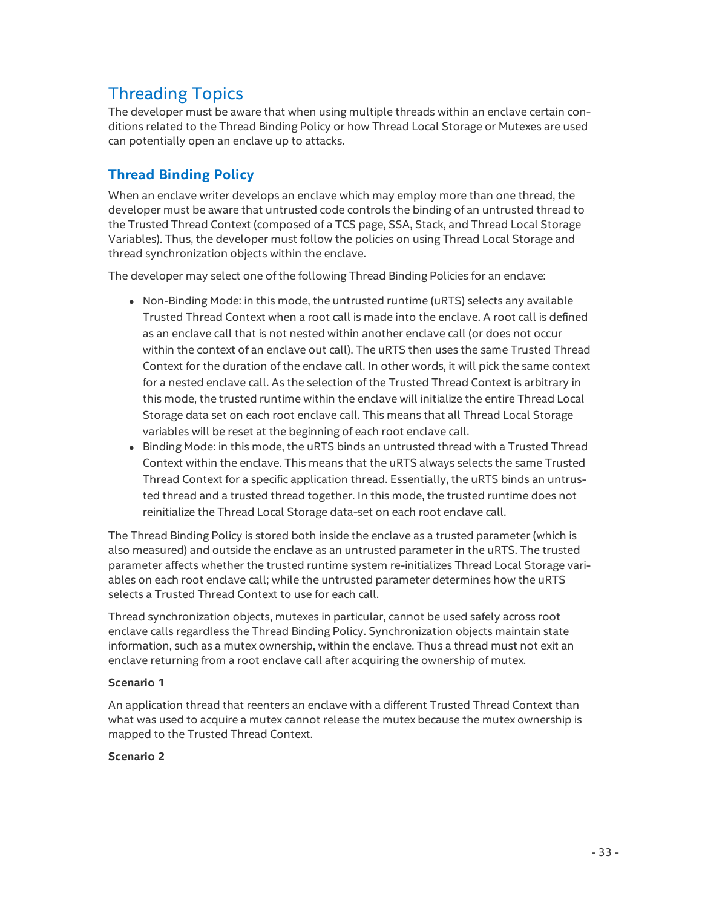# Threading Topics

The developer must be aware that when using multiple threads within an enclave certain conditions related to the Thread Binding Policy or how Thread Local Storage or Mutexes are used can potentially open an enclave up to attacks.

## Thread Binding Policy

When an enclave writer develops an enclave which may employ more than one thread, the developer must be aware that untrusted code controls the binding of an untrusted thread to the Trusted Thread Context (composed of a TCS page, SSA, Stack, and Thread Local Storage Variables). Thus, the developer must follow the policies on using Thread Local Storage and thread synchronization objects within the enclave.

The developer may select one of the following Thread Binding Policies for an enclave:

- Non-Binding Mode: in this mode, the untrusted runtime (uRTS) selects any available Trusted Thread Context when a root call is made into the enclave. A root call is defined as an enclave call that is not nested within another enclave call (or does not occur within the context of an enclave out call). The uRTS then uses the same Trusted Thread Context for the duration of the enclave call. In other words, it will pick the same context for a nested enclave call. As the selection of the Trusted Thread Context is arbitrary in this mode, the trusted runtime within the enclave will initialize the entire Thread Local Storage data set on each root enclave call. This means that all Thread Local Storage variables will be reset at the beginning of each root enclave call.
- Binding Mode: in this mode, the uRTS binds an untrusted thread with a Trusted Thread Context within the enclave. This means that the uRTS always selects the same Trusted Thread Context for a specific application thread. Essentially, the uRTS binds an untrusted thread and a trusted thread together. In this mode, the trusted runtime does not reinitialize the Thread Local Storage data-set on each root enclave call.

The Thread Binding Policy is stored both inside the enclave as a trusted parameter (which is also measured) and outside the enclave as an untrusted parameter in the uRTS. The trusted parameter affects whether the trusted runtime system re-initializes Thread Local Storage variables on each root enclave call; while the untrusted parameter determines how the uRTS selects a Trusted Thread Context to use for each call.

Thread synchronization objects, mutexes in particular, cannot be used safely across root enclave calls regardless the Thread Binding Policy. Synchronization objects maintain state information, such as a mutex ownership, within the enclave. Thus a thread must not exit an enclave returning from a root enclave call after acquiring the ownership of mutex.

**Scenario 1**

An application thread that reenters an enclave with a different Trusted Thread Context than what was used to acquire a mutex cannot release the mutex because the mutex ownership is mapped to the Trusted Thread Context.

**Scenario 2**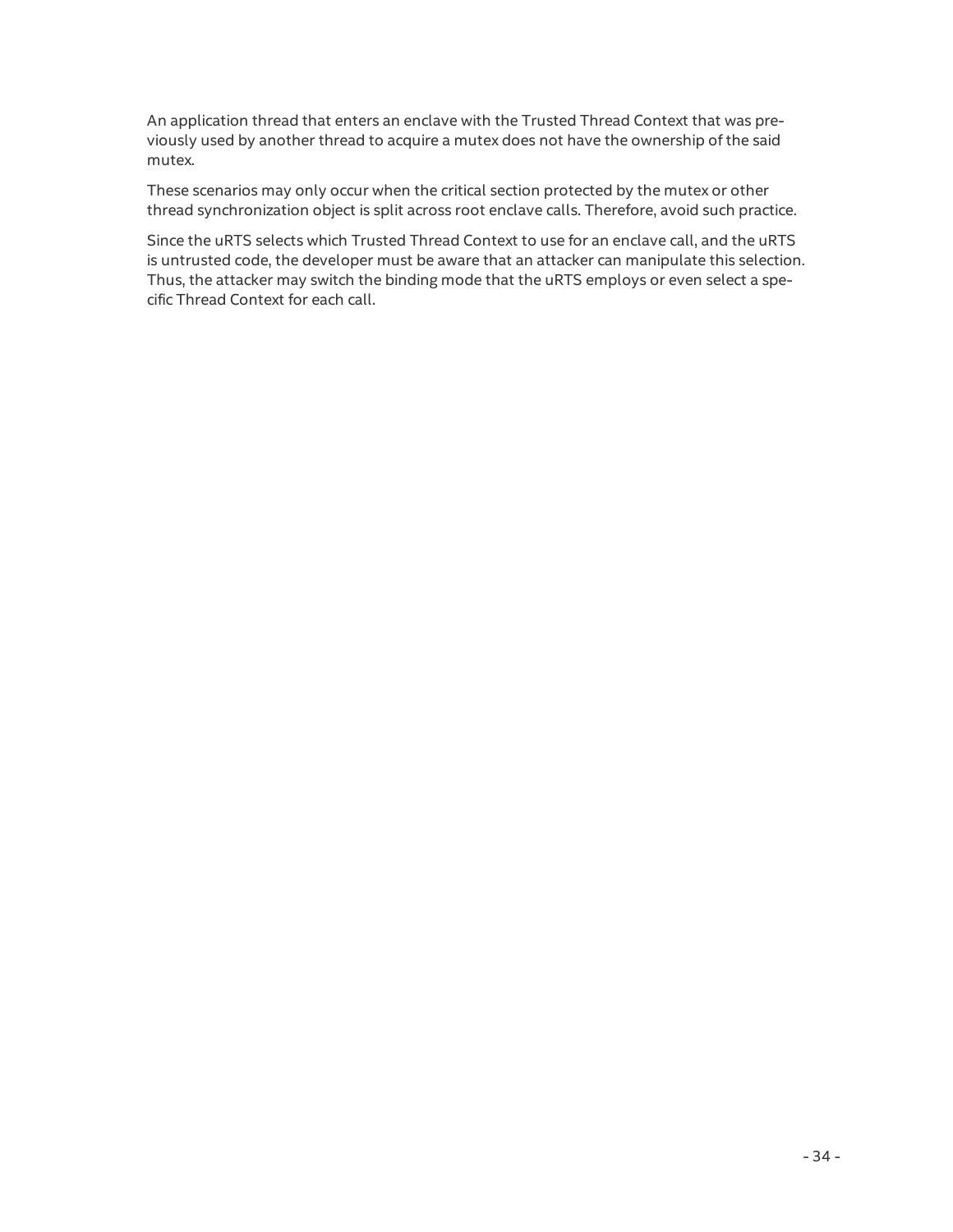An application thread that enters an enclave with the Trusted Thread Context that was previously used by another thread to acquire a mutex does not have the ownership of the said mutex.

These scenarios may only occur when the critical section protected by the mutex or other thread synchronization object is split across root enclave calls. Therefore, avoid such practice.

Since the uRTS selects which Trusted Thread Context to use for an enclave call, and the uRTS is untrusted code, the developer must be aware that an attacker can manipulate this selection. Thus, the attacker may switch the binding mode that the uRTS employs or even select a specific Thread Context for each call.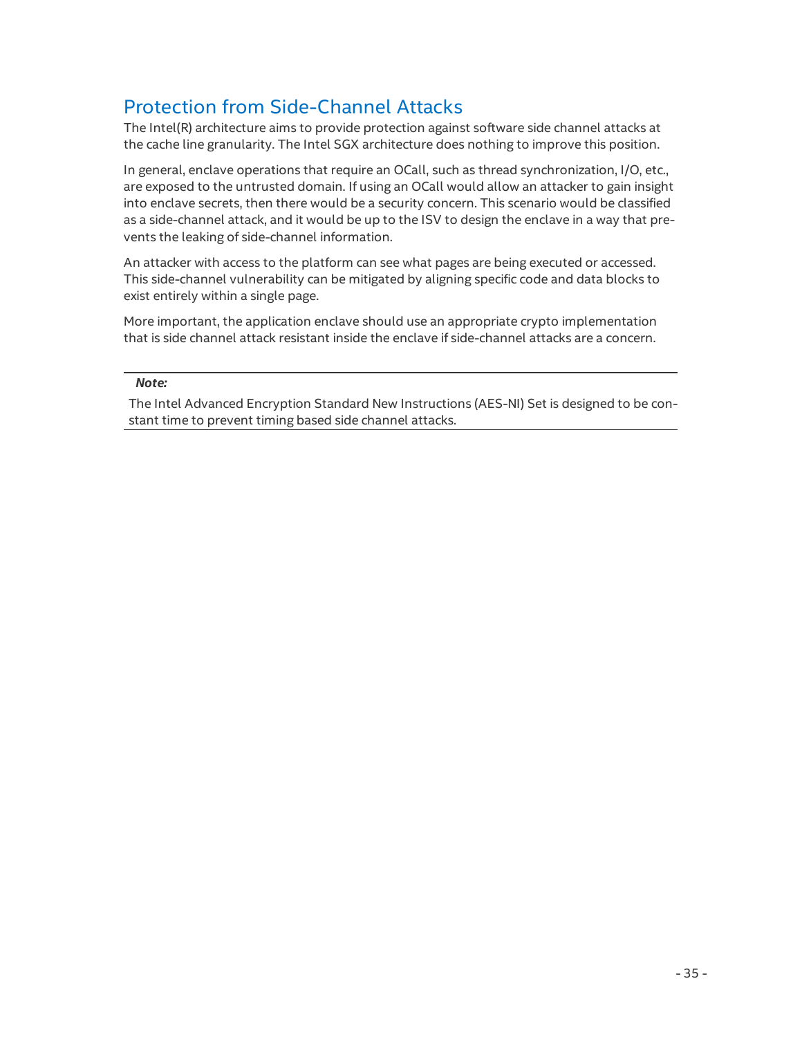## Protection from Side-Channel Attacks

The Intel(R) architecture aims to provide protection against software side channel attacks at the cache line granularity. The Intel SGX architecture does nothing to improve this position.

In general, enclave operations that require an OCall, such as thread synchronization, I/O, etc., are exposed to the untrusted domain. If using an OCall would allow an attacker to gain insight into enclave secrets, then there would be a security concern. This scenario would be classified as a side-channel attack, and it would be up to the ISV to design the enclave in a way that prevents the leaking of side-channel information.

An attacker with access to the platform can see what pages are being executed or accessed. This side-channel vulnerability can be mitigated by aligning specific code and data blocks to exist entirely within a single page.

More important, the application enclave should use an appropriate crypto implementation that is side channel attack resistant inside the enclave if side-channel attacks are a concern.

---

***Note:***

The Intel Advanced Encryption Standard New Instructions (AES-NI) Set is designed to be constant time to prevent timing based side channel attacks.

---